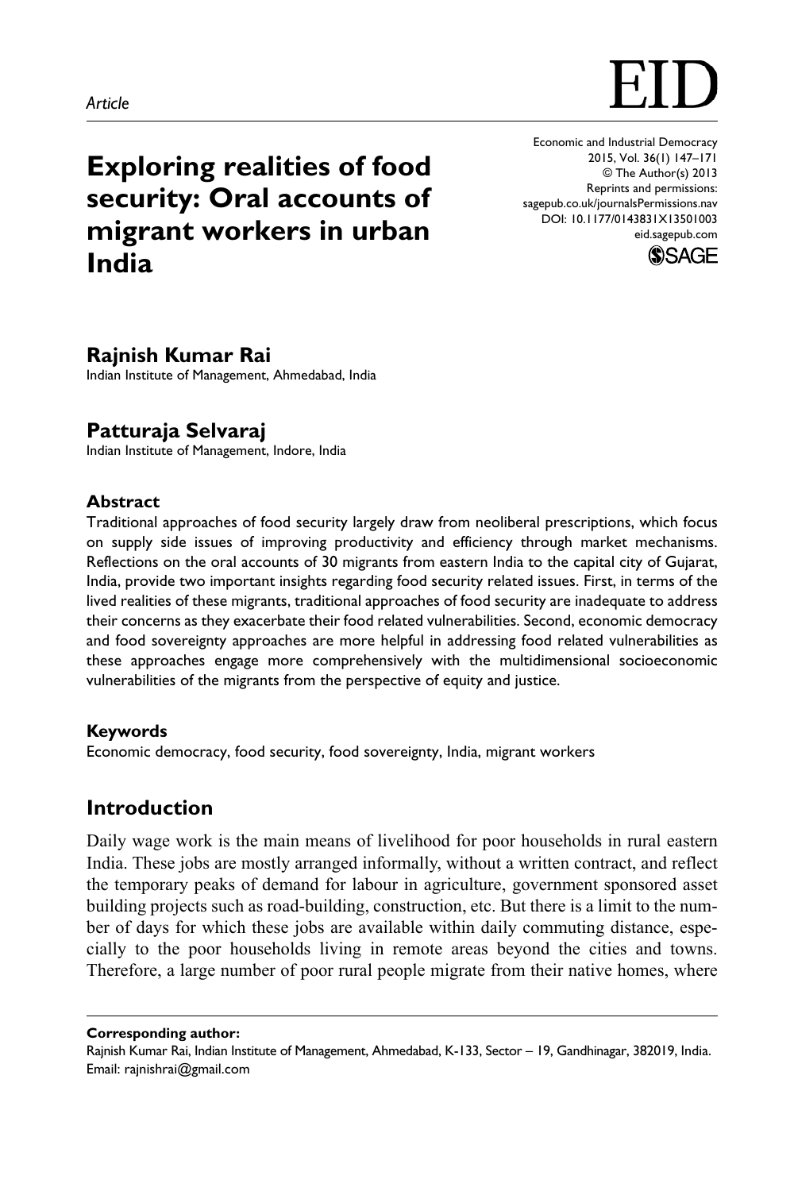*Article*

# Exploring realities of food security: Oral accounts of migrant workers in urban India

Economic and Industrial Democracy
2015, Vol. 36(1) 147–171
© The Author(s) 2013
Reprints and permissions:
sagepub.co.uk/journalsPermissions.nav
DOI: 10.1177/0143831X13501003
eid.sagepub.com

**Rajnish Kumar Rai**
Indian Institute of Management, Ahmedabad, India

**Patturaja Selvaraj**
Indian Institute of Management, Indore, India

### Abstract

Traditional approaches of food security largely draw from neoliberal prescriptions, which focus on supply side issues of improving productivity and efficiency through market mechanisms. Reflections on the oral accounts of 30 migrants from eastern India to the capital city of Gujarat, India, provide two important insights regarding food security related issues. First, in terms of the lived realities of these migrants, traditional approaches of food security are inadequate to address their concerns as they exacerbate their food related vulnerabilities. Second, economic democracy and food sovereignty approaches are more helpful in addressing food related vulnerabilities as these approaches engage more comprehensively with the multidimensional socioeconomic vulnerabilities of the migrants from the perspective of equity and justice.

### Keywords

Economic democracy, food security, food sovereignty, India, migrant workers

## Introduction

Daily wage work is the main means of livelihood for poor households in rural eastern India. These jobs are mostly arranged informally, without a written contract, and reflect the temporary peaks of demand for labour in agriculture, government sponsored asset building projects such as road-building, construction, etc. But there is a limit to the number of days for which these jobs are available within daily commuting distance, especially to the poor households living in remote areas beyond the cities and towns. Therefore, a large number of poor rural people migrate from their native homes, where

---

**Corresponding author:**
Rajnish Kumar Rai, Indian Institute of Management, Ahmedabad, K-133, Sector – 19, Gandhinagar, 382019, India.
Email: rajnishrai@gmail.com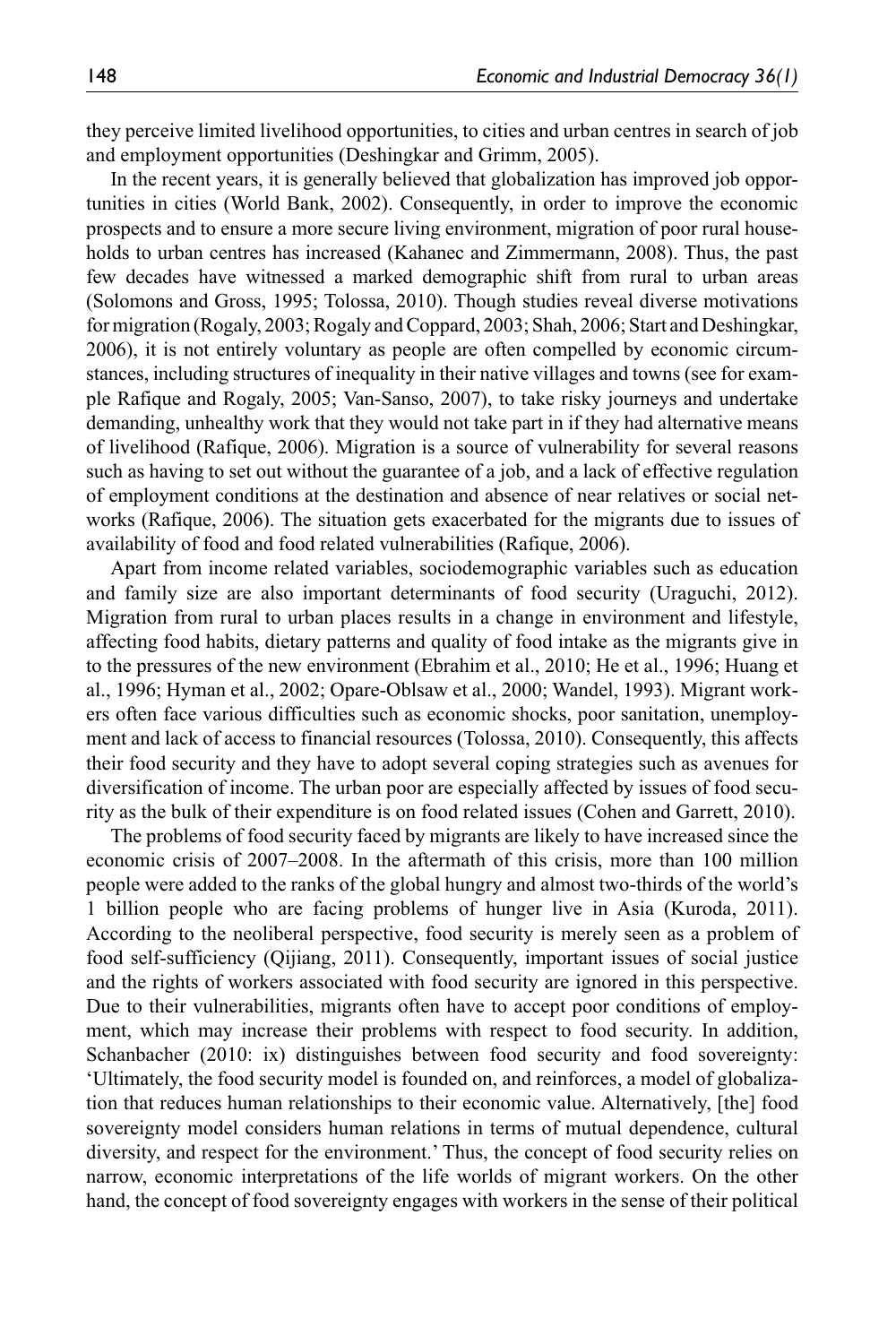they perceive limited livelihood opportunities, to cities and urban centres in search of job and employment opportunities (Deshingkar and Grimm, 2005).

In the recent years, it is generally believed that globalization has improved job opportunities in cities (World Bank, 2002). Consequently, in order to improve the economic prospects and to ensure a more secure living environment, migration of poor rural households to urban centres has increased (Kahanec and Zimmermann, 2008). Thus, the past few decades have witnessed a marked demographic shift from rural to urban areas (Solomons and Gross, 1995; Tolossa, 2010). Though studies reveal diverse motivations for migration (Rogaly, 2003; Rogaly and Coppard, 2003; Shah, 2006; Start and Deshingkar, 2006), it is not entirely voluntary as people are often compelled by economic circumstances, including structures of inequality in their native villages and towns (see for example Rafique and Rogaly, 2005; Van-Sanso, 2007), to take risky journeys and undertake demanding, unhealthy work that they would not take part in if they had alternative means of livelihood (Rafique, 2006). Migration is a source of vulnerability for several reasons such as having to set out without the guarantee of a job, and a lack of effective regulation of employment conditions at the destination and absence of near relatives or social networks (Rafique, 2006). The situation gets exacerbated for the migrants due to issues of availability of food and food related vulnerabilities (Rafique, 2006).

Apart from income related variables, sociodemographic variables such as education and family size are also important determinants of food security (Uraguchi, 2012). Migration from rural to urban places results in a change in environment and lifestyle, affecting food habits, dietary patterns and quality of food intake as the migrants give in to the pressures of the new environment (Ebrahim et al., 2010; He et al., 1996; Huang et al., 1996; Hyman et al., 2002; Opare-Oblsaw et al., 2000; Wandel, 1993). Migrant workers often face various difficulties such as economic shocks, poor sanitation, unemployment and lack of access to financial resources (Tolossa, 2010). Consequently, this affects their food security and they have to adopt several coping strategies such as avenues for diversification of income. The urban poor are especially affected by issues of food security as the bulk of their expenditure is on food related issues (Cohen and Garrett, 2010).

The problems of food security faced by migrants are likely to have increased since the economic crisis of 2007–2008. In the aftermath of this crisis, more than 100 million people were added to the ranks of the global hungry and almost two-thirds of the world's 1 billion people who are facing problems of hunger live in Asia (Kuroda, 2011). According to the neoliberal perspective, food security is merely seen as a problem of food self-sufficiency (Qijiang, 2011). Consequently, important issues of social justice and the rights of workers associated with food security are ignored in this perspective. Due to their vulnerabilities, migrants often have to accept poor conditions of employment, which may increase their problems with respect to food security. In addition, Schanbacher (2010: ix) distinguishes between food security and food sovereignty: 'Ultimately, the food security model is founded on, and reinforces, a model of globalization that reduces human relationships to their economic value. Alternatively, [the] food sovereignty model considers human relations in terms of mutual dependence, cultural diversity, and respect for the environment.' Thus, the concept of food security relies on narrow, economic interpretations of the life worlds of migrant workers. On the other hand, the concept of food sovereignty engages with workers in the sense of their political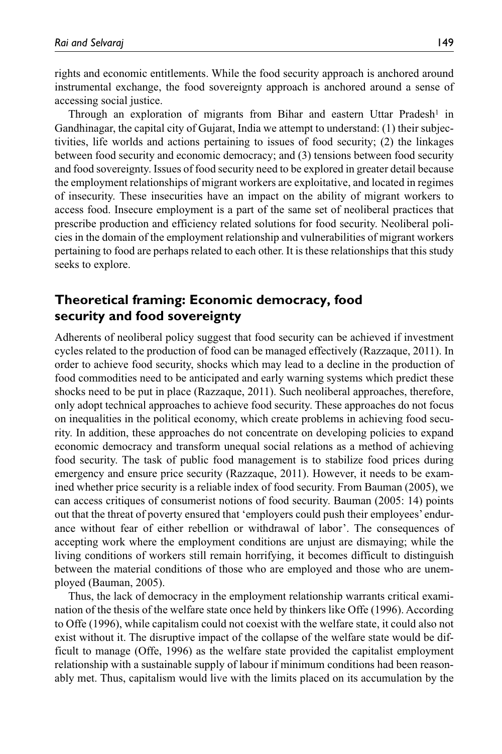rights and economic entitlements. While the food security approach is anchored around instrumental exchange, the food sovereignty approach is anchored around a sense of accessing social justice.

Through an exploration of migrants from Bihar and eastern Uttar Pradesh[1] in Gandhinagar, the capital city of Gujarat, India we attempt to understand: (1) their subjectivities, life worlds and actions pertaining to issues of food security; (2) the linkages between food security and economic democracy; and (3) tensions between food security and food sovereignty. Issues of food security need to be explored in greater detail because the employment relationships of migrant workers are exploitative, and located in regimes of insecurity. These insecurities have an impact on the ability of migrant workers to access food. Insecure employment is a part of the same set of neoliberal practices that prescribe production and efficiency related solutions for food security. Neoliberal policies in the domain of the employment relationship and vulnerabilities of migrant workers pertaining to food are perhaps related to each other. It is these relationships that this study seeks to explore.

## Theoretical framing: Economic democracy, food security and food sovereignty

Adherents of neoliberal policy suggest that food security can be achieved if investment cycles related to the production of food can be managed effectively (Razzaque, 2011). In order to achieve food security, shocks which may lead to a decline in the production of food commodities need to be anticipated and early warning systems which predict these shocks need to be put in place (Razzaque, 2011). Such neoliberal approaches, therefore, only adopt technical approaches to achieve food security. These approaches do not focus on inequalities in the political economy, which create problems in achieving food security. In addition, these approaches do not concentrate on developing policies to expand economic democracy and transform unequal social relations as a method of achieving food security. The task of public food management is to stabilize food prices during emergency and ensure price security (Razzaque, 2011). However, it needs to be examined whether price security is a reliable index of food security. From Bauman (2005), we can access critiques of consumerist notions of food security. Bauman (2005: 14) points out that the threat of poverty ensured that 'employers could push their employees' endurance without fear of either rebellion or withdrawal of labor'. The consequences of accepting work where the employment conditions are unjust are dismaying; while the living conditions of workers still remain horrifying, it becomes difficult to distinguish between the material conditions of those who are employed and those who are unemployed (Bauman, 2005).

Thus, the lack of democracy in the employment relationship warrants critical examination of the thesis of the welfare state once held by thinkers like Offe (1996). According to Offe (1996), while capitalism could not coexist with the welfare state, it could also not exist without it. The disruptive impact of the collapse of the welfare state would be difficult to manage (Offe, 1996) as the welfare state provided the capitalist employment relationship with a sustainable supply of labour if minimum conditions had been reasonably met. Thus, capitalism would live with the limits placed on its accumulation by the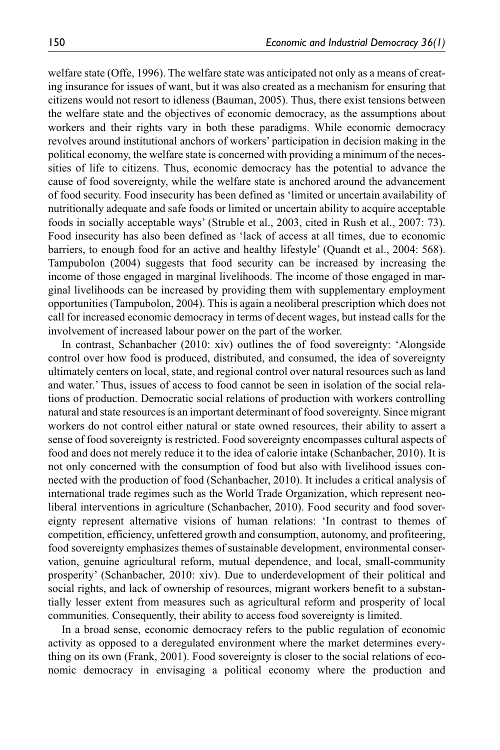welfare state (Offe, 1996). The welfare state was anticipated not only as a means of creating insurance for issues of want, but it was also created as a mechanism for ensuring that citizens would not resort to idleness (Bauman, 2005). Thus, there exist tensions between the welfare state and the objectives of economic democracy, as the assumptions about workers and their rights vary in both these paradigms. While economic democracy revolves around institutional anchors of workers' participation in decision making in the political economy, the welfare state is concerned with providing a minimum of the necessities of life to citizens. Thus, economic democracy has the potential to advance the cause of food sovereignty, while the welfare state is anchored around the advancement of food security. Food insecurity has been defined as 'limited or uncertain availability of nutritionally adequate and safe foods or limited or uncertain ability to acquire acceptable foods in socially acceptable ways' (Struble et al., 2003, cited in Rush et al., 2007: 73). Food insecurity has also been defined as 'lack of access at all times, due to economic barriers, to enough food for an active and healthy lifestyle' (Quandt et al., 2004: 568). Tampubolon (2004) suggests that food security can be increased by increasing the income of those engaged in marginal livelihoods. The income of those engaged in marginal livelihoods can be increased by providing them with supplementary employment opportunities (Tampubolon, 2004). This is again a neoliberal prescription which does not call for increased economic democracy in terms of decent wages, but instead calls for the involvement of increased labour power on the part of the worker.

In contrast, Schanbacher (2010: xiv) outlines the of food sovereignty: 'Alongside control over how food is produced, distributed, and consumed, the idea of sovereignty ultimately centers on local, state, and regional control over natural resources such as land and water.' Thus, issues of access to food cannot be seen in isolation of the social relations of production. Democratic social relations of production with workers controlling natural and state resources is an important determinant of food sovereignty. Since migrant workers do not control either natural or state owned resources, their ability to assert a sense of food sovereignty is restricted. Food sovereignty encompasses cultural aspects of food and does not merely reduce it to the idea of calorie intake (Schanbacher, 2010). It is not only concerned with the consumption of food but also with livelihood issues connected with the production of food (Schanbacher, 2010). It includes a critical analysis of international trade regimes such as the World Trade Organization, which represent neoliberal interventions in agriculture (Schanbacher, 2010). Food security and food sovereignty represent alternative visions of human relations: 'In contrast to themes of competition, efficiency, unfettered growth and consumption, autonomy, and profiteering, food sovereignty emphasizes themes of sustainable development, environmental conservation, genuine agricultural reform, mutual dependence, and local, small-community prosperity' (Schanbacher, 2010: xiv). Due to underdevelopment of their political and social rights, and lack of ownership of resources, migrant workers benefit to a substantially lesser extent from measures such as agricultural reform and prosperity of local communities. Consequently, their ability to access food sovereignty is limited.

In a broad sense, economic democracy refers to the public regulation of economic activity as opposed to a deregulated environment where the market determines everything on its own (Frank, 2001). Food sovereignty is closer to the social relations of economic democracy in envisaging a political economy where the production and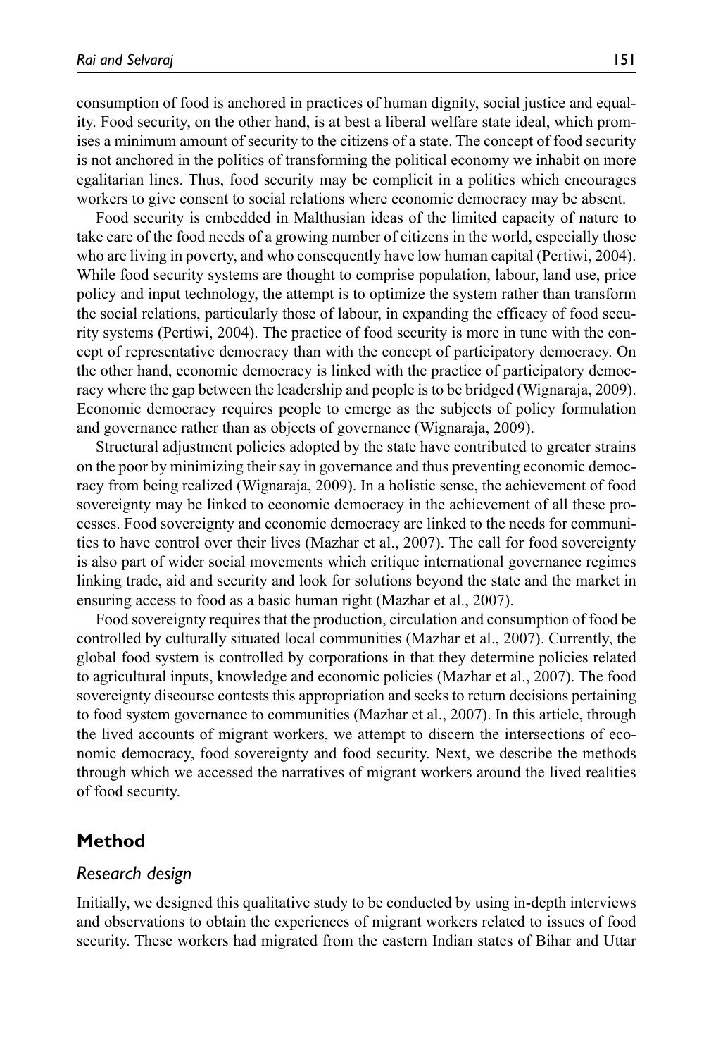consumption of food is anchored in practices of human dignity, social justice and equality. Food security, on the other hand, is at best a liberal welfare state ideal, which promises a minimum amount of security to the citizens of a state. The concept of food security is not anchored in the politics of transforming the political economy we inhabit on more egalitarian lines. Thus, food security may be complicit in a politics which encourages workers to give consent to social relations where economic democracy may be absent.

Food security is embedded in Malthusian ideas of the limited capacity of nature to take care of the food needs of a growing number of citizens in the world, especially those who are living in poverty, and who consequently have low human capital (Pertiwi, 2004). While food security systems are thought to comprise population, labour, land use, price policy and input technology, the attempt is to optimize the system rather than transform the social relations, particularly those of labour, in expanding the efficacy of food security systems (Pertiwi, 2004). The practice of food security is more in tune with the concept of representative democracy than with the concept of participatory democracy. On the other hand, economic democracy is linked with the practice of participatory democracy where the gap between the leadership and people is to be bridged (Wignaraja, 2009). Economic democracy requires people to emerge as the subjects of policy formulation and governance rather than as objects of governance (Wignaraja, 2009).

Structural adjustment policies adopted by the state have contributed to greater strains on the poor by minimizing their say in governance and thus preventing economic democracy from being realized (Wignaraja, 2009). In a holistic sense, the achievement of food sovereignty may be linked to economic democracy in the achievement of all these processes. Food sovereignty and economic democracy are linked to the needs for communities to have control over their lives (Mazhar et al., 2007). The call for food sovereignty is also part of wider social movements which critique international governance regimes linking trade, aid and security and look for solutions beyond the state and the market in ensuring access to food as a basic human right (Mazhar et al., 2007).

Food sovereignty requires that the production, circulation and consumption of food be controlled by culturally situated local communities (Mazhar et al., 2007). Currently, the global food system is controlled by corporations in that they determine policies related to agricultural inputs, knowledge and economic policies (Mazhar et al., 2007). The food sovereignty discourse contests this appropriation and seeks to return decisions pertaining to food system governance to communities (Mazhar et al., 2007). In this article, through the lived accounts of migrant workers, we attempt to discern the intersections of economic democracy, food sovereignty and food security. Next, we describe the methods through which we accessed the narratives of migrant workers around the lived realities of food security.

## Method

### *Research design*

Initially, we designed this qualitative study to be conducted by using in-depth interviews and observations to obtain the experiences of migrant workers related to issues of food security. These workers had migrated from the eastern Indian states of Bihar and Uttar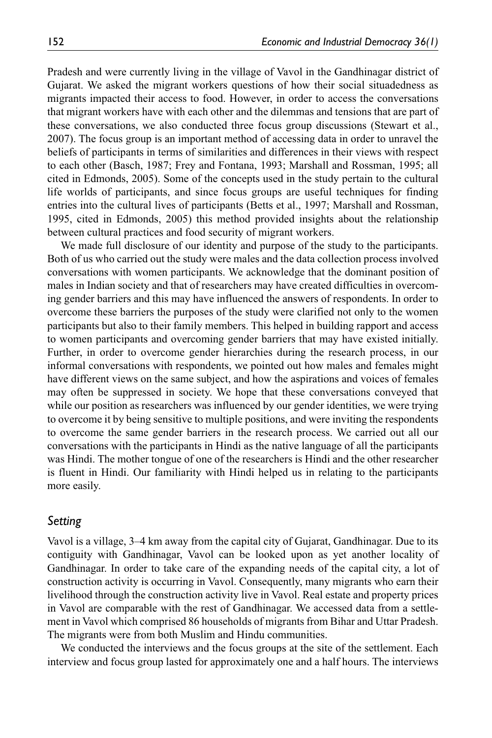Pradesh and were currently living in the village of Vavol in the Gandhinagar district of Gujarat. We asked the migrant workers questions of how their social situadedness as migrants impacted their access to food. However, in order to access the conversations that migrant workers have with each other and the dilemmas and tensions that are part of these conversations, we also conducted three focus group discussions (Stewart et al., 2007). The focus group is an important method of accessing data in order to unravel the beliefs of participants in terms of similarities and differences in their views with respect to each other (Basch, 1987; Frey and Fontana, 1993; Marshall and Rossman, 1995; all cited in Edmonds, 2005). Some of the concepts used in the study pertain to the cultural life worlds of participants, and since focus groups are useful techniques for finding entries into the cultural lives of participants (Betts et al., 1997; Marshall and Rossman, 1995, cited in Edmonds, 2005) this method provided insights about the relationship between cultural practices and food security of migrant workers.

We made full disclosure of our identity and purpose of the study to the participants. Both of us who carried out the study were males and the data collection process involved conversations with women participants. We acknowledge that the dominant position of males in Indian society and that of researchers may have created difficulties in overcoming gender barriers and this may have influenced the answers of respondents. In order to overcome these barriers the purposes of the study were clarified not only to the women participants but also to their family members. This helped in building rapport and access to women participants and overcoming gender barriers that may have existed initially. Further, in order to overcome gender hierarchies during the research process, in our informal conversations with respondents, we pointed out how males and females might have different views on the same subject, and how the aspirations and voices of females may often be suppressed in society. We hope that these conversations conveyed that while our position as researchers was influenced by our gender identities, we were trying to overcome it by being sensitive to multiple positions, and were inviting the respondents to overcome the same gender barriers in the research process. We carried out all our conversations with the participants in Hindi as the native language of all the participants was Hindi. The mother tongue of one of the researchers is Hindi and the other researcher is fluent in Hindi. Our familiarity with Hindi helped us in relating to the participants more easily.

## *Setting*

Vavol is a village, 3–4 km away from the capital city of Gujarat, Gandhinagar. Due to its contiguity with Gandhinagar, Vavol can be looked upon as yet another locality of Gandhinagar. In order to take care of the expanding needs of the capital city, a lot of construction activity is occurring in Vavol. Consequently, many migrants who earn their livelihood through the construction activity live in Vavol. Real estate and property prices in Vavol are comparable with the rest of Gandhinagar. We accessed data from a settlement in Vavol which comprised 86 households of migrants from Bihar and Uttar Pradesh. The migrants were from both Muslim and Hindu communities.

We conducted the interviews and the focus groups at the site of the settlement. Each interview and focus group lasted for approximately one and a half hours. The interviews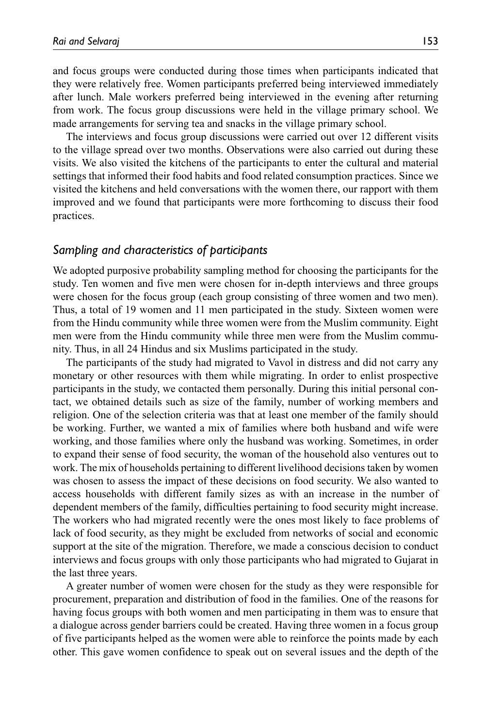and focus groups were conducted during those times when participants indicated that they were relatively free. Women participants preferred being interviewed immediately after lunch. Male workers preferred being interviewed in the evening after returning from work. The focus group discussions were held in the village primary school. We made arrangements for serving tea and snacks in the village primary school.

The interviews and focus group discussions were carried out over 12 different visits to the village spread over two months. Observations were also carried out during these visits. We also visited the kitchens of the participants to enter the cultural and material settings that informed their food habits and food related consumption practices. Since we visited the kitchens and held conversations with the women there, our rapport with them improved and we found that participants were more forthcoming to discuss their food practices.

### *Sampling and characteristics of participants*

We adopted purposive probability sampling method for choosing the participants for the study. Ten women and five men were chosen for in-depth interviews and three groups were chosen for the focus group (each group consisting of three women and two men). Thus, a total of 19 women and 11 men participated in the study. Sixteen women were from the Hindu community while three women were from the Muslim community. Eight men were from the Hindu community while three men were from the Muslim community. Thus, in all 24 Hindus and six Muslims participated in the study.

The participants of the study had migrated to Vavol in distress and did not carry any monetary or other resources with them while migrating. In order to enlist prospective participants in the study, we contacted them personally. During this initial personal contact, we obtained details such as size of the family, number of working members and religion. One of the selection criteria was that at least one member of the family should be working. Further, we wanted a mix of families where both husband and wife were working, and those families where only the husband was working. Sometimes, in order to expand their sense of food security, the woman of the household also ventures out to work. The mix of households pertaining to different livelihood decisions taken by women was chosen to assess the impact of these decisions on food security. We also wanted to access households with different family sizes as with an increase in the number of dependent members of the family, difficulties pertaining to food security might increase. The workers who had migrated recently were the ones most likely to face problems of lack of food security, as they might be excluded from networks of social and economic support at the site of the migration. Therefore, we made a conscious decision to conduct interviews and focus groups with only those participants who had migrated to Gujarat in the last three years.

A greater number of women were chosen for the study as they were responsible for procurement, preparation and distribution of food in the families. One of the reasons for having focus groups with both women and men participating in them was to ensure that a dialogue across gender barriers could be created. Having three women in a focus group of five participants helped as the women were able to reinforce the points made by each other. This gave women confidence to speak out on several issues and the depth of the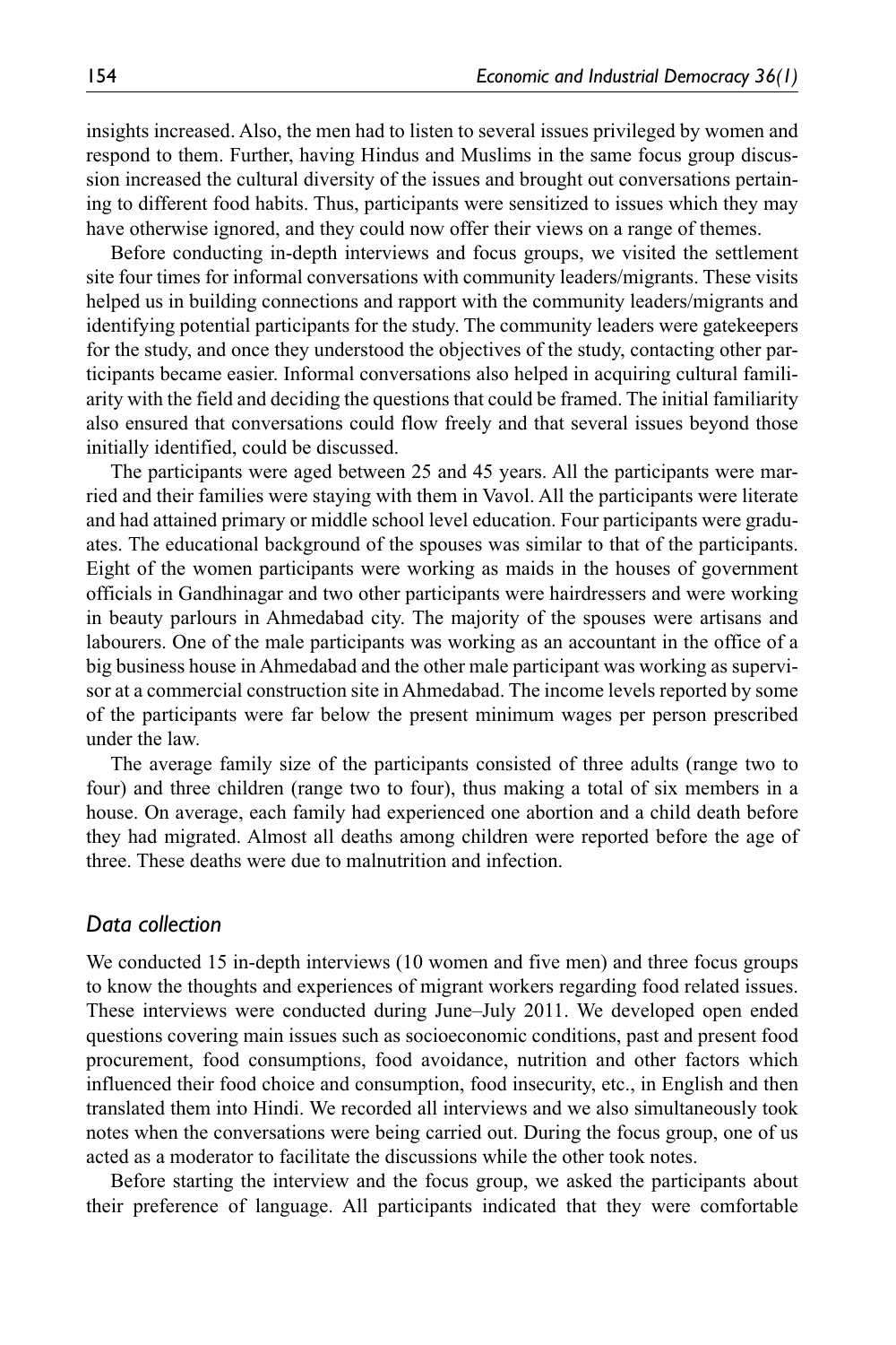insights increased. Also, the men had to listen to several issues privileged by women and respond to them. Further, having Hindus and Muslims in the same focus group discussion increased the cultural diversity of the issues and brought out conversations pertaining to different food habits. Thus, participants were sensitized to issues which they may have otherwise ignored, and they could now offer their views on a range of themes.

Before conducting in-depth interviews and focus groups, we visited the settlement site four times for informal conversations with community leaders/migrants. These visits helped us in building connections and rapport with the community leaders/migrants and identifying potential participants for the study. The community leaders were gatekeepers for the study, and once they understood the objectives of the study, contacting other participants became easier. Informal conversations also helped in acquiring cultural familiarity with the field and deciding the questions that could be framed. The initial familiarity also ensured that conversations could flow freely and that several issues beyond those initially identified, could be discussed.

The participants were aged between 25 and 45 years. All the participants were married and their families were staying with them in Vavol. All the participants were literate and had attained primary or middle school level education. Four participants were graduates. The educational background of the spouses was similar to that of the participants. Eight of the women participants were working as maids in the houses of government officials in Gandhinagar and two other participants were hairdressers and were working in beauty parlours in Ahmedabad city. The majority of the spouses were artisans and labourers. One of the male participants was working as an accountant in the office of a big business house in Ahmedabad and the other male participant was working as supervisor at a commercial construction site in Ahmedabad. The income levels reported by some of the participants were far below the present minimum wages per person prescribed under the law.

The average family size of the participants consisted of three adults (range two to four) and three children (range two to four), thus making a total of six members in a house. On average, each family had experienced one abortion and a child death before they had migrated. Almost all deaths among children were reported before the age of three. These deaths were due to malnutrition and infection.

### *Data collection*

We conducted 15 in-depth interviews (10 women and five men) and three focus groups to know the thoughts and experiences of migrant workers regarding food related issues. These interviews were conducted during June–July 2011. We developed open ended questions covering main issues such as socioeconomic conditions, past and present food procurement, food consumptions, food avoidance, nutrition and other factors which influenced their food choice and consumption, food insecurity, etc., in English and then translated them into Hindi. We recorded all interviews and we also simultaneously took notes when the conversations were being carried out. During the focus group, one of us acted as a moderator to facilitate the discussions while the other took notes.

Before starting the interview and the focus group, we asked the participants about their preference of language. All participants indicated that they were comfortable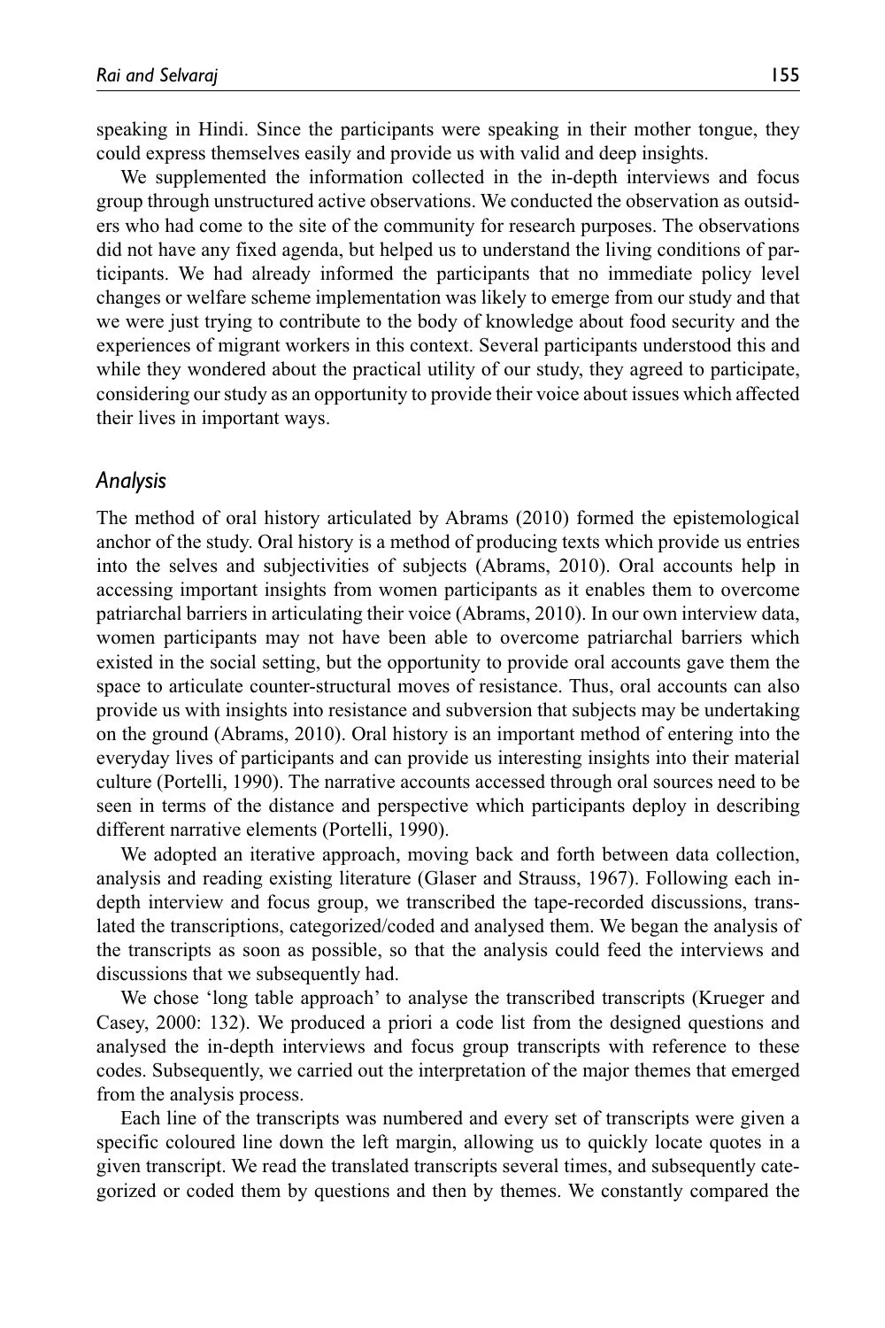speaking in Hindi. Since the participants were speaking in their mother tongue, they could express themselves easily and provide us with valid and deep insights.

We supplemented the information collected in the in-depth interviews and focus group through unstructured active observations. We conducted the observation as outsiders who had come to the site of the community for research purposes. The observations did not have any fixed agenda, but helped us to understand the living conditions of participants. We had already informed the participants that no immediate policy level changes or welfare scheme implementation was likely to emerge from our study and that we were just trying to contribute to the body of knowledge about food security and the experiences of migrant workers in this context. Several participants understood this and while they wondered about the practical utility of our study, they agreed to participate, considering our study as an opportunity to provide their voice about issues which affected their lives in important ways.

### *Analysis*

The method of oral history articulated by Abrams (2010) formed the epistemological anchor of the study. Oral history is a method of producing texts which provide us entries into the selves and subjectivities of subjects (Abrams, 2010). Oral accounts help in accessing important insights from women participants as it enables them to overcome patriarchal barriers in articulating their voice (Abrams, 2010). In our own interview data, women participants may not have been able to overcome patriarchal barriers which existed in the social setting, but the opportunity to provide oral accounts gave them the space to articulate counter-structural moves of resistance. Thus, oral accounts can also provide us with insights into resistance and subversion that subjects may be undertaking on the ground (Abrams, 2010). Oral history is an important method of entering into the everyday lives of participants and can provide us interesting insights into their material culture (Portelli, 1990). The narrative accounts accessed through oral sources need to be seen in terms of the distance and perspective which participants deploy in describing different narrative elements (Portelli, 1990).

We adopted an iterative approach, moving back and forth between data collection, analysis and reading existing literature (Glaser and Strauss, 1967). Following each in-depth interview and focus group, we transcribed the tape-recorded discussions, translated the transcriptions, categorized/coded and analysed them. We began the analysis of the transcripts as soon as possible, so that the analysis could feed the interviews and discussions that we subsequently had.

We chose 'long table approach' to analyse the transcribed transcripts (Krueger and Casey, 2000: 132). We produced a priori a code list from the designed questions and analysed the in-depth interviews and focus group transcripts with reference to these codes. Subsequently, we carried out the interpretation of the major themes that emerged from the analysis process.

Each line of the transcripts was numbered and every set of transcripts were given a specific coloured line down the left margin, allowing us to quickly locate quotes in a given transcript. We read the translated transcripts several times, and subsequently categorized or coded them by questions and then by themes. We constantly compared the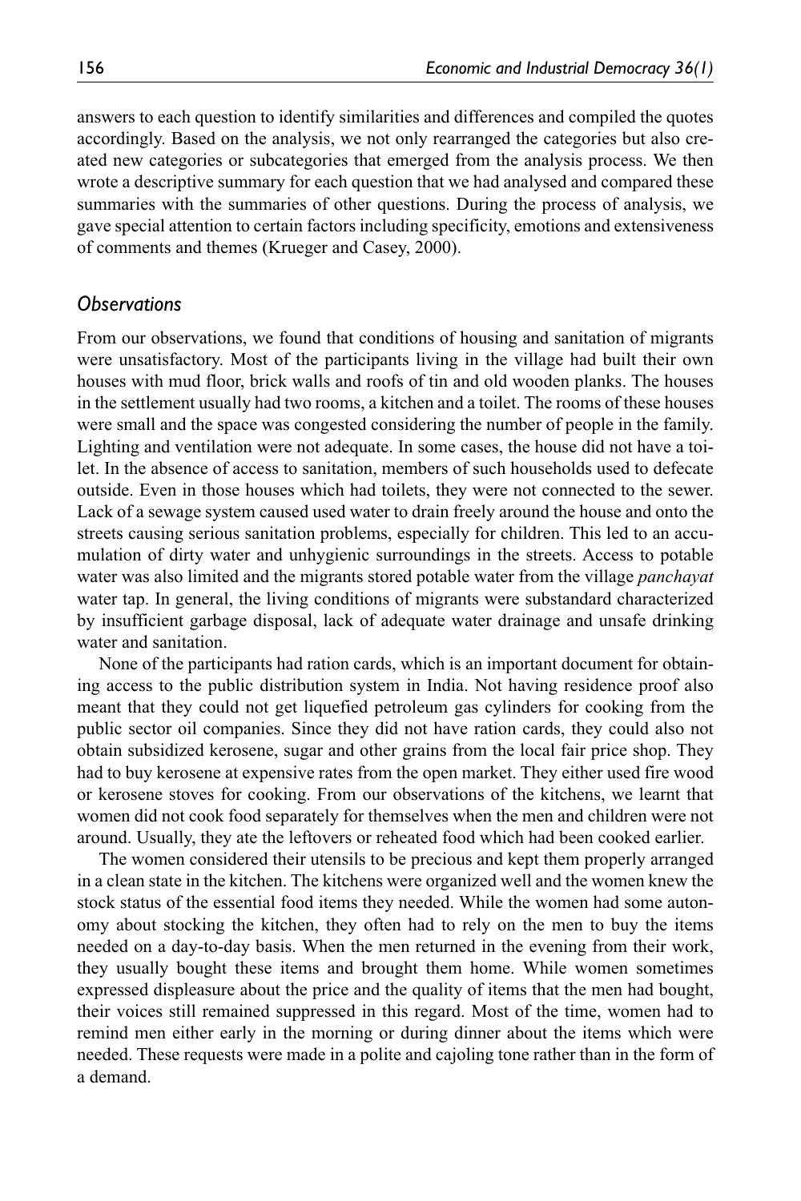answers to each question to identify similarities and differences and compiled the quotes accordingly. Based on the analysis, we not only rearranged the categories but also created new categories or subcategories that emerged from the analysis process. We then wrote a descriptive summary for each question that we had analysed and compared these summaries with the summaries of other questions. During the process of analysis, we gave special attention to certain factors including specificity, emotions and extensiveness of comments and themes (Krueger and Casey, 2000).

### *Observations*

From our observations, we found that conditions of housing and sanitation of migrants were unsatisfactory. Most of the participants living in the village had built their own houses with mud floor, brick walls and roofs of tin and old wooden planks. The houses in the settlement usually had two rooms, a kitchen and a toilet. The rooms of these houses were small and the space was congested considering the number of people in the family. Lighting and ventilation were not adequate. In some cases, the house did not have a toilet. In the absence of access to sanitation, members of such households used to defecate outside. Even in those houses which had toilets, they were not connected to the sewer. Lack of a sewage system caused used water to drain freely around the house and onto the streets causing serious sanitation problems, especially for children. This led to an accumulation of dirty water and unhygienic surroundings in the streets. Access to potable water was also limited and the migrants stored potable water from the village *panchayat* water tap. In general, the living conditions of migrants were substandard characterized by insufficient garbage disposal, lack of adequate water drainage and unsafe drinking water and sanitation.

None of the participants had ration cards, which is an important document for obtaining access to the public distribution system in India. Not having residence proof also meant that they could not get liquefied petroleum gas cylinders for cooking from the public sector oil companies. Since they did not have ration cards, they could also not obtain subsidized kerosene, sugar and other grains from the local fair price shop. They had to buy kerosene at expensive rates from the open market. They either used fire wood or kerosene stoves for cooking. From our observations of the kitchens, we learnt that women did not cook food separately for themselves when the men and children were not around. Usually, they ate the leftovers or reheated food which had been cooked earlier.

The women considered their utensils to be precious and kept them properly arranged in a clean state in the kitchen. The kitchens were organized well and the women knew the stock status of the essential food items they needed. While the women had some autonomy about stocking the kitchen, they often had to rely on the men to buy the items needed on a day-to-day basis. When the men returned in the evening from their work, they usually bought these items and brought them home. While women sometimes expressed displeasure about the price and the quality of items that the men had bought, their voices still remained suppressed in this regard. Most of the time, women had to remind men either early in the morning or during dinner about the items which were needed. These requests were made in a polite and cajoling tone rather than in the form of a demand.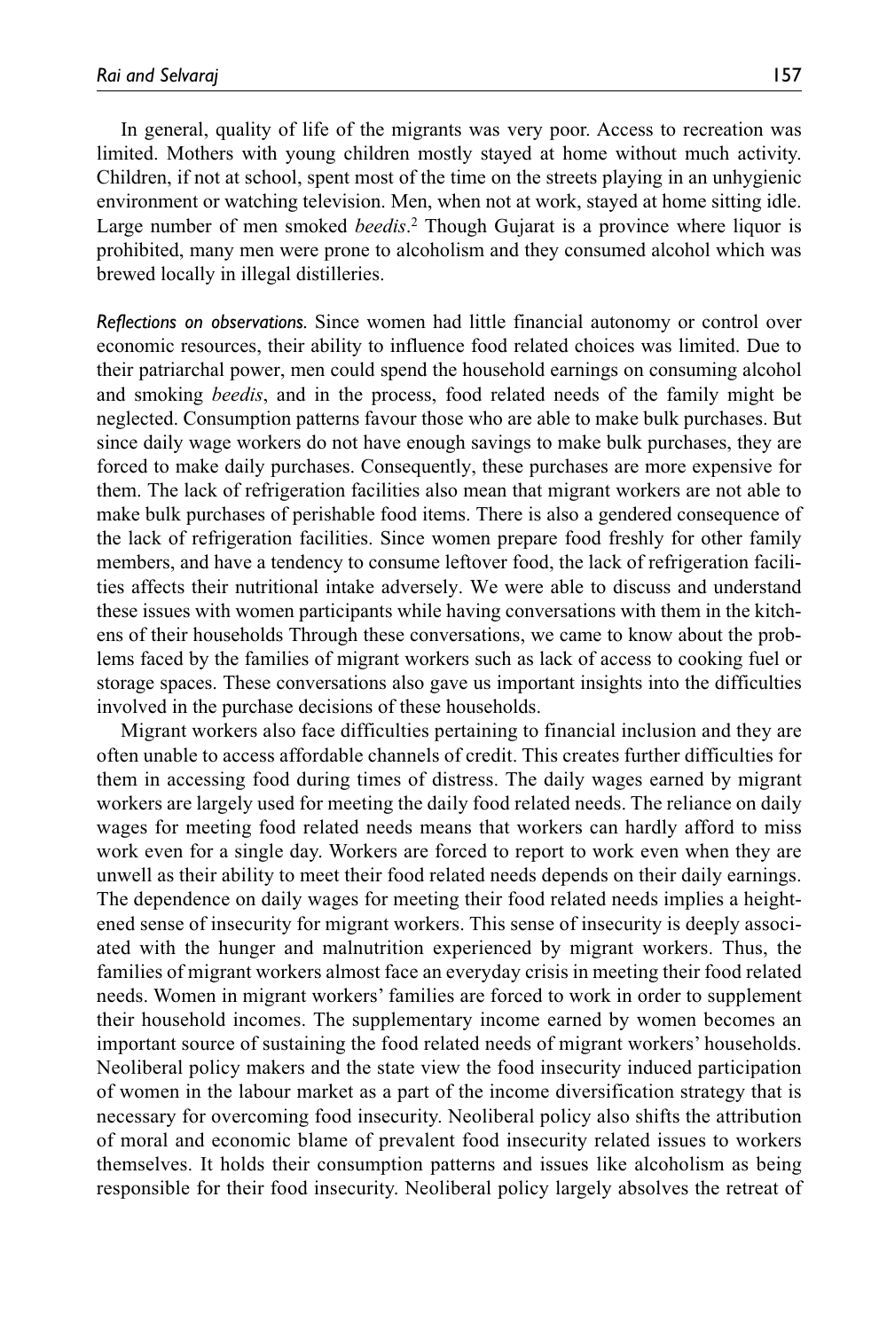In general, quality of life of the migrants was very poor. Access to recreation was limited. Mothers with young children mostly stayed at home without much activity. Children, if not at school, spent most of the time on the streets playing in an unhygienic environment or watching television. Men, when not at work, stayed at home sitting idle. Large number of men smoked *beedis*.[2] Though Gujarat is a province where liquor is prohibited, many men were prone to alcoholism and they consumed alcohol which was brewed locally in illegal distilleries.

***Reflections on observations.*** Since women had little financial autonomy or control over economic resources, their ability to influence food related choices was limited. Due to their patriarchal power, men could spend the household earnings on consuming alcohol and smoking *beedis*, and in the process, food related needs of the family might be neglected. Consumption patterns favour those who are able to make bulk purchases. But since daily wage workers do not have enough savings to make bulk purchases, they are forced to make daily purchases. Consequently, these purchases are more expensive for them. The lack of refrigeration facilities also mean that migrant workers are not able to make bulk purchases of perishable food items. There is also a gendered consequence of the lack of refrigeration facilities. Since women prepare food freshly for other family members, and have a tendency to consume leftover food, the lack of refrigeration facilities affects their nutritional intake adversely. We were able to discuss and understand these issues with women participants while having conversations with them in the kitchens of their households Through these conversations, we came to know about the problems faced by the families of migrant workers such as lack of access to cooking fuel or storage spaces. These conversations also gave us important insights into the difficulties involved in the purchase decisions of these households.

Migrant workers also face difficulties pertaining to financial inclusion and they are often unable to access affordable channels of credit. This creates further difficulties for them in accessing food during times of distress. The daily wages earned by migrant workers are largely used for meeting the daily food related needs. The reliance on daily wages for meeting food related needs means that workers can hardly afford to miss work even for a single day. Workers are forced to report to work even when they are unwell as their ability to meet their food related needs depends on their daily earnings. The dependence on daily wages for meeting their food related needs implies a heightened sense of insecurity for migrant workers. This sense of insecurity is deeply associated with the hunger and malnutrition experienced by migrant workers. Thus, the families of migrant workers almost face an everyday crisis in meeting their food related needs. Women in migrant workers' families are forced to work in order to supplement their household incomes. The supplementary income earned by women becomes an important source of sustaining the food related needs of migrant workers' households. Neoliberal policy makers and the state view the food insecurity induced participation of women in the labour market as a part of the income diversification strategy that is necessary for overcoming food insecurity. Neoliberal policy also shifts the attribution of moral and economic blame of prevalent food insecurity related issues to workers themselves. It holds their consumption patterns and issues like alcoholism as being responsible for their food insecurity. Neoliberal policy largely absolves the retreat of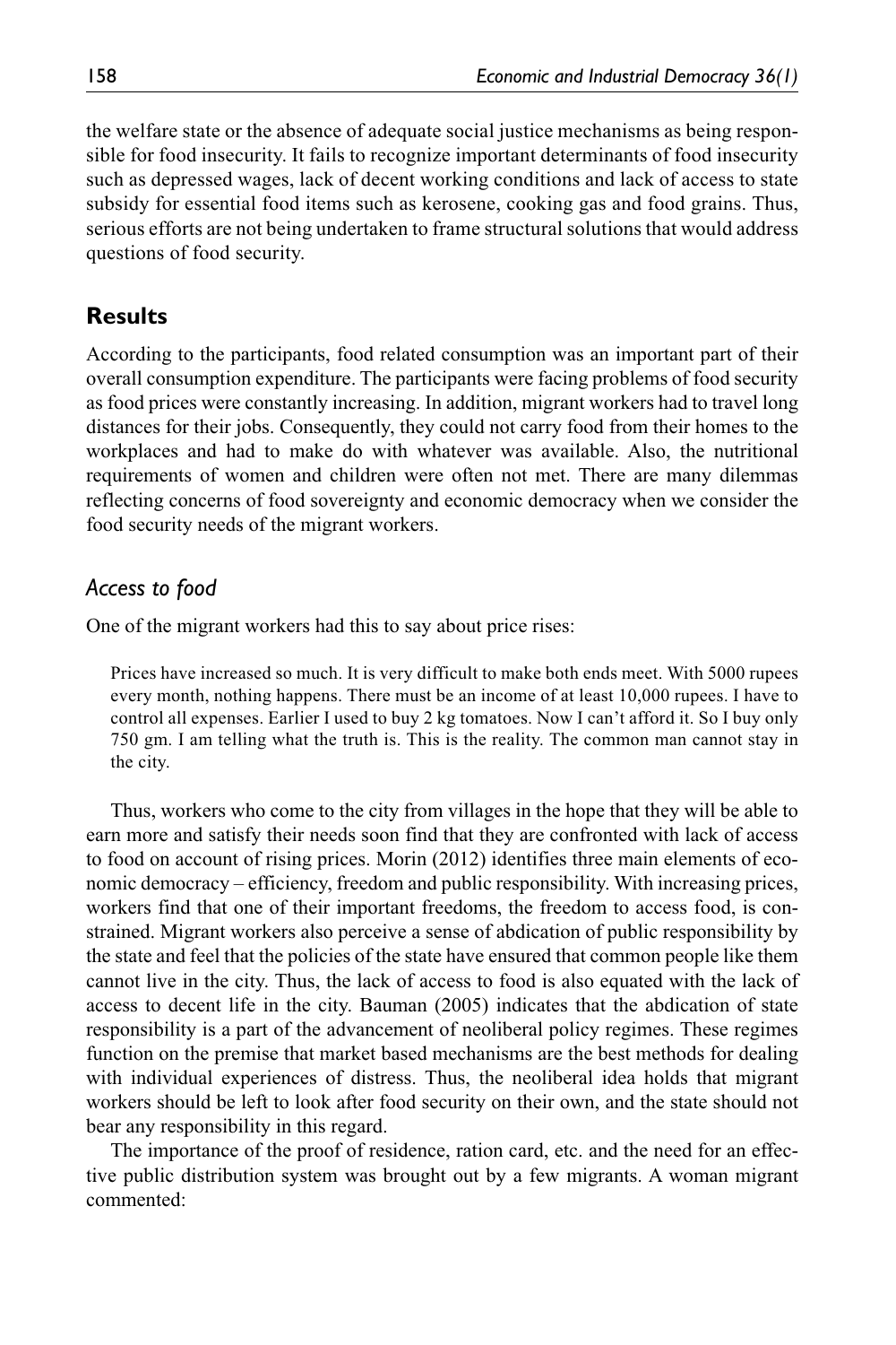the welfare state or the absence of adequate social justice mechanisms as being responsible for food insecurity. It fails to recognize important determinants of food insecurity such as depressed wages, lack of decent working conditions and lack of access to state subsidy for essential food items such as kerosene, cooking gas and food grains. Thus, serious efforts are not being undertaken to frame structural solutions that would address questions of food security.

## Results

According to the participants, food related consumption was an important part of their overall consumption expenditure. The participants were facing problems of food security as food prices were constantly increasing. In addition, migrant workers had to travel long distances for their jobs. Consequently, they could not carry food from their homes to the workplaces and had to make do with whatever was available. Also, the nutritional requirements of women and children were often not met. There are many dilemmas reflecting concerns of food sovereignty and economic democracy when we consider the food security needs of the migrant workers.

### *Access to food*

One of the migrant workers had this to say about price rises:

> Prices have increased so much. It is very difficult to make both ends meet. With 5000 rupees every month, nothing happens. There must be an income of at least 10,000 rupees. I have to control all expenses. Earlier I used to buy 2 kg tomatoes. Now I can't afford it. So I buy only 750 gm. I am telling what the truth is. This is the reality. The common man cannot stay in the city.

Thus, workers who come to the city from villages in the hope that they will be able to earn more and satisfy their needs soon find that they are confronted with lack of access to food on account of rising prices. Morin (2012) identifies three main elements of economic democracy – efficiency, freedom and public responsibility. With increasing prices, workers find that one of their important freedoms, the freedom to access food, is constrained. Migrant workers also perceive a sense of abdication of public responsibility by the state and feel that the policies of the state have ensured that common people like them cannot live in the city. Thus, the lack of access to food is also equated with the lack of access to decent life in the city. Bauman (2005) indicates that the abdication of state responsibility is a part of the advancement of neoliberal policy regimes. These regimes function on the premise that market based mechanisms are the best methods for dealing with individual experiences of distress. Thus, the neoliberal idea holds that migrant workers should be left to look after food security on their own, and the state should not bear any responsibility in this regard.

The importance of the proof of residence, ration card, etc. and the need for an effective public distribution system was brought out by a few migrants. A woman migrant commented: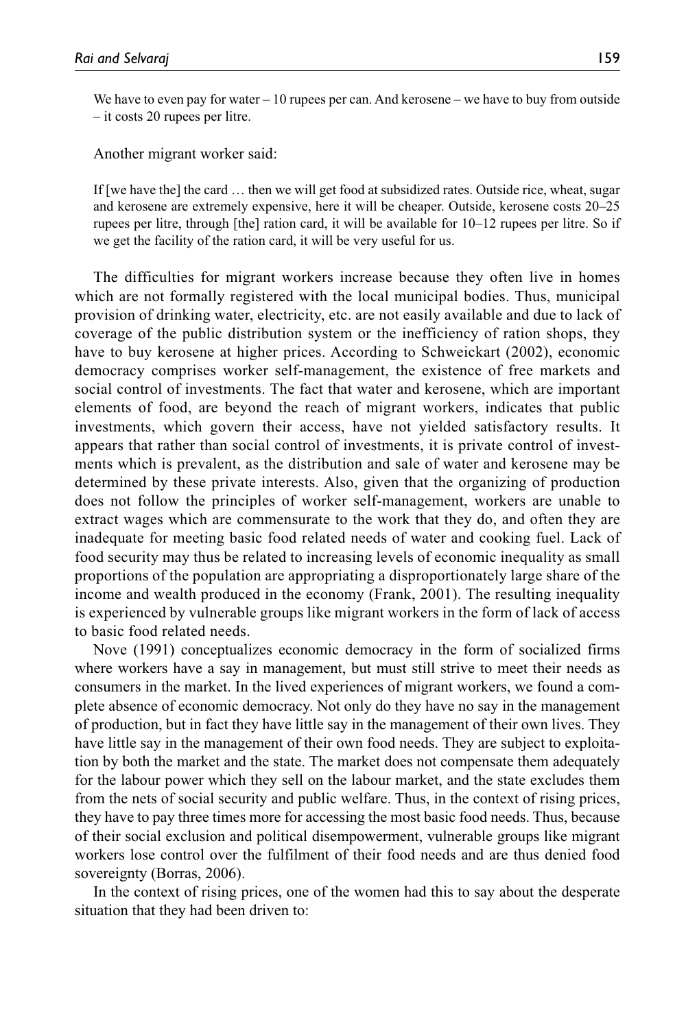> We have to even pay for water – 10 rupees per can. And kerosene – we have to buy from outside – it costs 20 rupees per litre.

Another migrant worker said:

> If [we have the] the card … then we will get food at subsidized rates. Outside rice, wheat, sugar and kerosene are extremely expensive, here it will be cheaper. Outside, kerosene costs 20–25 rupees per litre, through [the] ration card, it will be available for 10–12 rupees per litre. So if we get the facility of the ration card, it will be very useful for us.

The difficulties for migrant workers increase because they often live in homes which are not formally registered with the local municipal bodies. Thus, municipal provision of drinking water, electricity, etc. are not easily available and due to lack of coverage of the public distribution system or the inefficiency of ration shops, they have to buy kerosene at higher prices. According to Schweickart (2002), economic democracy comprises worker self-management, the existence of free markets and social control of investments. The fact that water and kerosene, which are important elements of food, are beyond the reach of migrant workers, indicates that public investments, which govern their access, have not yielded satisfactory results. It appears that rather than social control of investments, it is private control of investments which is prevalent, as the distribution and sale of water and kerosene may be determined by these private interests. Also, given that the organizing of production does not follow the principles of worker self-management, workers are unable to extract wages which are commensurate to the work that they do, and often they are inadequate for meeting basic food related needs of water and cooking fuel. Lack of food security may thus be related to increasing levels of economic inequality as small proportions of the population are appropriating a disproportionately large share of the income and wealth produced in the economy (Frank, 2001). The resulting inequality is experienced by vulnerable groups like migrant workers in the form of lack of access to basic food related needs.

Nove (1991) conceptualizes economic democracy in the form of socialized firms where workers have a say in management, but must still strive to meet their needs as consumers in the market. In the lived experiences of migrant workers, we found a complete absence of economic democracy. Not only do they have no say in the management of production, but in fact they have little say in the management of their own lives. They have little say in the management of their own food needs. They are subject to exploitation by both the market and the state. The market does not compensate them adequately for the labour power which they sell on the labour market, and the state excludes them from the nets of social security and public welfare. Thus, in the context of rising prices, they have to pay three times more for accessing the most basic food needs. Thus, because of their social exclusion and political disempowerment, vulnerable groups like migrant workers lose control over the fulfilment of their food needs and are thus denied food sovereignty (Borras, 2006).

In the context of rising prices, one of the women had this to say about the desperate situation that they had been driven to: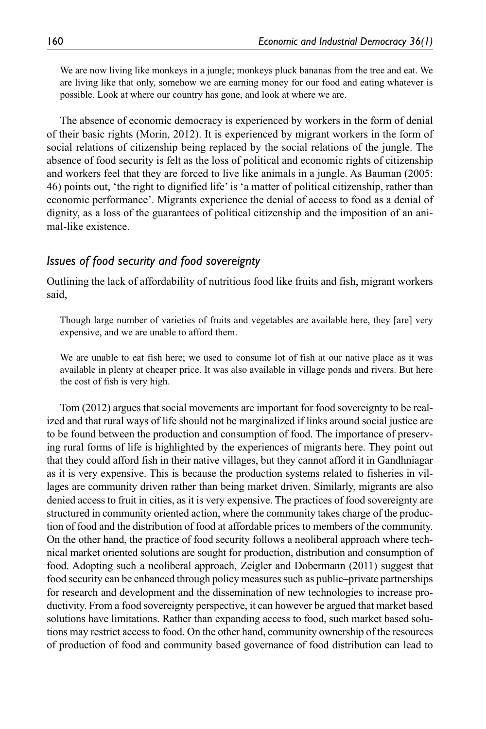> We are now living like monkeys in a jungle; monkeys pluck bananas from the tree and eat. We are living like that only, somehow we are earning money for our food and eating whatever is possible. Look at where our country has gone, and look at where we are.

The absence of economic democracy is experienced by workers in the form of denial of their basic rights (Morin, 2012). It is experienced by migrant workers in the form of social relations of citizenship being replaced by the social relations of the jungle. The absence of food security is felt as the loss of political and economic rights of citizenship and workers feel that they are forced to live like animals in a jungle. As Bauman (2005: 46) points out, 'the right to dignified life' is 'a matter of political citizenship, rather than economic performance'. Migrants experience the denial of access to food as a denial of dignity, as a loss of the guarantees of political citizenship and the imposition of an animal-like existence.

### *Issues of food security and food sovereignty*

Outlining the lack of affordability of nutritious food like fruits and fish, migrant workers said,

> Though large number of varieties of fruits and vegetables are available here, they [are] very expensive, and we are unable to afford them.

> We are unable to eat fish here; we used to consume lot of fish at our native place as it was available in plenty at cheaper price. It was also available in village ponds and rivers. But here the cost of fish is very high.

Tom (2012) argues that social movements are important for food sovereignty to be realized and that rural ways of life should not be marginalized if links around social justice are to be found between the production and consumption of food. The importance of preserving rural forms of life is highlighted by the experiences of migrants here. They point out that they could afford fish in their native villages, but they cannot afford it in Gandhniagar as it is very expensive. This is because the production systems related to fisheries in villages are community driven rather than being market driven. Similarly, migrants are also denied access to fruit in cities, as it is very expensive. The practices of food sovereignty are structured in community oriented action, where the community takes charge of the production of food and the distribution of food at affordable prices to members of the community. On the other hand, the practice of food security follows a neoliberal approach where technical market oriented solutions are sought for production, distribution and consumption of food. Adopting such a neoliberal approach, Zeigler and Dobermann (2011) suggest that food security can be enhanced through policy measures such as public–private partnerships for research and development and the dissemination of new technologies to increase productivity. From a food sovereignty perspective, it can however be argued that market based solutions have limitations. Rather than expanding access to food, such market based solutions may restrict access to food. On the other hand, community ownership of the resources of production of food and community based governance of food distribution can lead to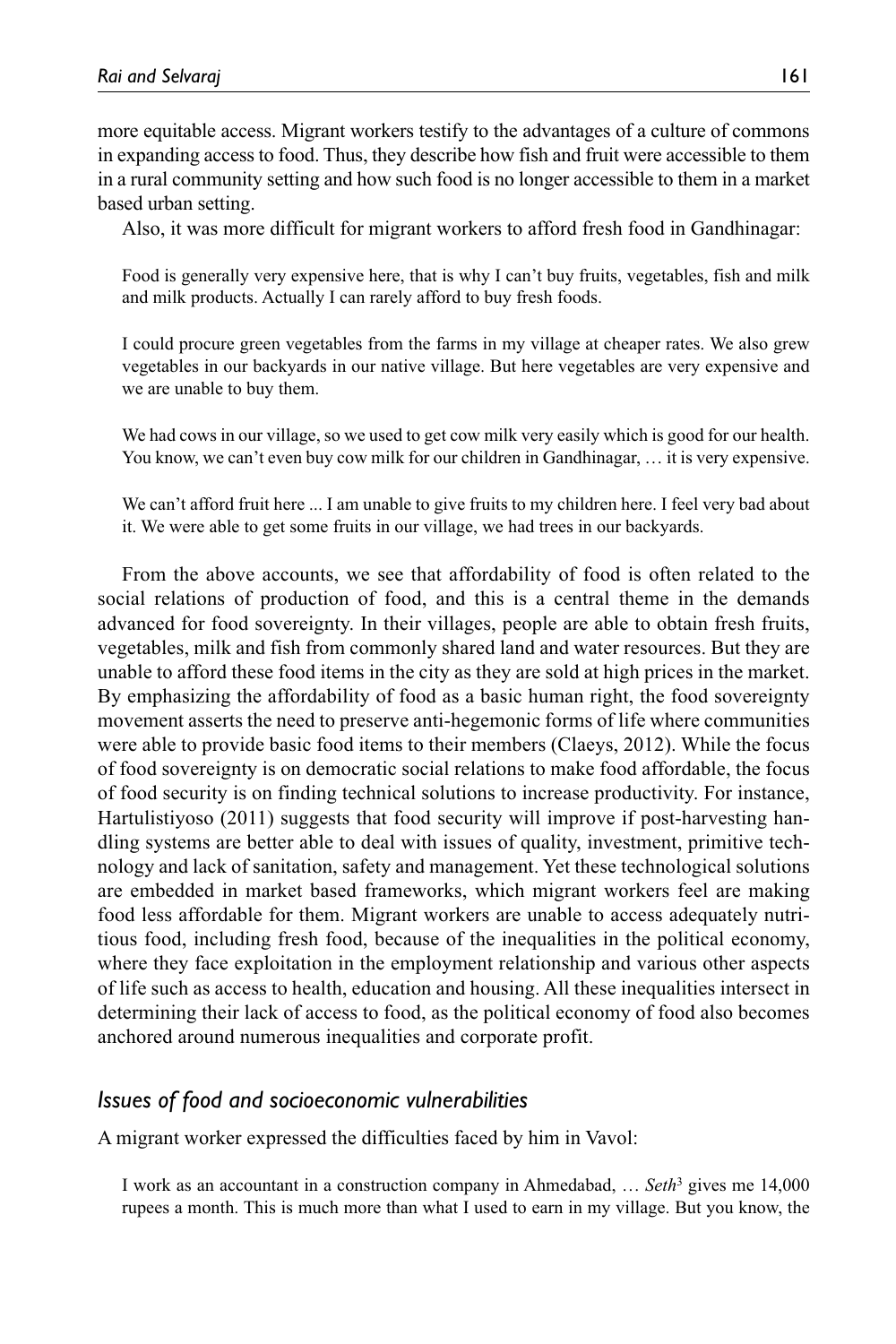more equitable access. Migrant workers testify to the advantages of a culture of commons in expanding access to food. Thus, they describe how fish and fruit were accessible to them in a rural community setting and how such food is no longer accessible to them in a market based urban setting.

Also, it was more difficult for migrant workers to afford fresh food in Gandhinagar:

> Food is generally very expensive here, that is why I can't buy fruits, vegetables, fish and milk and milk products. Actually I can rarely afford to buy fresh foods.

> I could procure green vegetables from the farms in my village at cheaper rates. We also grew vegetables in our backyards in our native village. But here vegetables are very expensive and we are unable to buy them.

> We had cows in our village, so we used to get cow milk very easily which is good for our health. You know, we can't even buy cow milk for our children in Gandhinagar, … it is very expensive.

> We can't afford fruit here ... I am unable to give fruits to my children here. I feel very bad about it. We were able to get some fruits in our village, we had trees in our backyards.

From the above accounts, we see that affordability of food is often related to the social relations of production of food, and this is a central theme in the demands advanced for food sovereignty. In their villages, people are able to obtain fresh fruits, vegetables, milk and fish from commonly shared land and water resources. But they are unable to afford these food items in the city as they are sold at high prices in the market. By emphasizing the affordability of food as a basic human right, the food sovereignty movement asserts the need to preserve anti-hegemonic forms of life where communities were able to provide basic food items to their members (Claeys, 2012). While the focus of food sovereignty is on democratic social relations to make food affordable, the focus of food security is on finding technical solutions to increase productivity. For instance, Hartulistiyoso (2011) suggests that food security will improve if post-harvesting handling systems are better able to deal with issues of quality, investment, primitive technology and lack of sanitation, safety and management. Yet these technological solutions are embedded in market based frameworks, which migrant workers feel are making food less affordable for them. Migrant workers are unable to access adequately nutritious food, including fresh food, because of the inequalities in the political economy, where they face exploitation in the employment relationship and various other aspects of life such as access to health, education and housing. All these inequalities intersect in determining their lack of access to food, as the political economy of food also becomes anchored around numerous inequalities and corporate profit.

### *Issues of food and socioeconomic vulnerabilities*

A migrant worker expressed the difficulties faced by him in Vavol:

> I work as an accountant in a construction company in Ahmedabad, … *Seth*[3] gives me 14,000 rupees a month. This is much more than what I used to earn in my village. But you know, the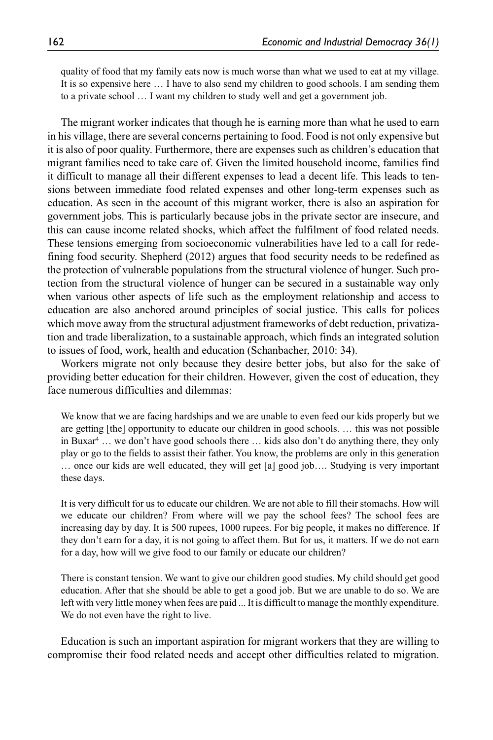> quality of food that my family eats now is much worse than what we used to eat at my village. It is so expensive here … I have to also send my children to good schools. I am sending them to a private school … I want my children to study well and get a government job.

The migrant worker indicates that though he is earning more than what he used to earn in his village, there are several concerns pertaining to food. Food is not only expensive but it is also of poor quality. Furthermore, there are expenses such as children's education that migrant families need to take care of. Given the limited household income, families find it difficult to manage all their different expenses to lead a decent life. This leads to tensions between immediate food related expenses and other long-term expenses such as education. As seen in the account of this migrant worker, there is also an aspiration for government jobs. This is particularly because jobs in the private sector are insecure, and this can cause income related shocks, which affect the fulfilment of food related needs. These tensions emerging from socioeconomic vulnerabilities have led to a call for redefining food security. Shepherd (2012) argues that food security needs to be redefined as the protection of vulnerable populations from the structural violence of hunger. Such protection from the structural violence of hunger can be secured in a sustainable way only when various other aspects of life such as the employment relationship and access to education are also anchored around principles of social justice. This calls for polices which move away from the structural adjustment frameworks of debt reduction, privatization and trade liberalization, to a sustainable approach, which finds an integrated solution to issues of food, work, health and education (Schanbacher, 2010: 34).

Workers migrate not only because they desire better jobs, but also for the sake of providing better education for their children. However, given the cost of education, they face numerous difficulties and dilemmas:

> We know that we are facing hardships and we are unable to even feed our kids properly but we are getting [the] opportunity to educate our children in good schools. … this was not possible in Buxar[4] … we don't have good schools there … kids also don't do anything there, they only play or go to the fields to assist their father. You know, the problems are only in this generation … once our kids are well educated, they will get [a] good job…. Studying is very important these days.

> It is very difficult for us to educate our children. We are not able to fill their stomachs. How will we educate our children? From where will we pay the school fees? The school fees are increasing day by day. It is 500 rupees, 1000 rupees. For big people, it makes no difference. If they don't earn for a day, it is not going to affect them. But for us, it matters. If we do not earn for a day, how will we give food to our family or educate our children?

> There is constant tension. We want to give our children good studies. My child should get good education. After that she should be able to get a good job. But we are unable to do so. We are left with very little money when fees are paid ... It is difficult to manage the monthly expenditure. We do not even have the right to live.

Education is such an important aspiration for migrant workers that they are willing to compromise their food related needs and accept other difficulties related to migration.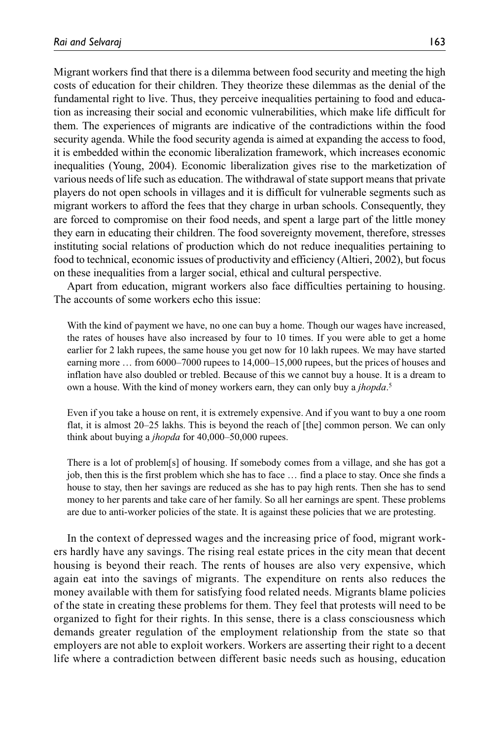Migrant workers find that there is a dilemma between food security and meeting the high costs of education for their children. They theorize these dilemmas as the denial of the fundamental right to live. Thus, they perceive inequalities pertaining to food and education as increasing their social and economic vulnerabilities, which make life difficult for them. The experiences of migrants are indicative of the contradictions within the food security agenda. While the food security agenda is aimed at expanding the access to food, it is embedded within the economic liberalization framework, which increases economic inequalities (Young, 2004). Economic liberalization gives rise to the marketization of various needs of life such as education. The withdrawal of state support means that private players do not open schools in villages and it is difficult for vulnerable segments such as migrant workers to afford the fees that they charge in urban schools. Consequently, they are forced to compromise on their food needs, and spent a large part of the little money they earn in educating their children. The food sovereignty movement, therefore, stresses instituting social relations of production which do not reduce inequalities pertaining to food to technical, economic issues of productivity and efficiency (Altieri, 2002), but focus on these inequalities from a larger social, ethical and cultural perspective.

Apart from education, migrant workers also face difficulties pertaining to housing. The accounts of some workers echo this issue:

> With the kind of payment we have, no one can buy a home. Though our wages have increased, the rates of houses have also increased by four to 10 times. If you were able to get a home earlier for 2 lakh rupees, the same house you get now for 10 lakh rupees. We may have started earning more … from 6000–7000 rupees to 14,000–15,000 rupees, but the prices of houses and inflation have also doubled or trebled. Because of this we cannot buy a house. It is a dream to own a house. With the kind of money workers earn, they can only buy a *jhopda*.[5]

> Even if you take a house on rent, it is extremely expensive. And if you want to buy a one room flat, it is almost 20–25 lakhs. This is beyond the reach of [the] common person. We can only think about buying a *jhopda* for 40,000–50,000 rupees.

> There is a lot of problem[s] of housing. If somebody comes from a village, and she has got a job, then this is the first problem which she has to face … find a place to stay. Once she finds a house to stay, then her savings are reduced as she has to pay high rents. Then she has to send money to her parents and take care of her family. So all her earnings are spent. These problems are due to anti-worker policies of the state. It is against these policies that we are protesting.

In the context of depressed wages and the increasing price of food, migrant workers hardly have any savings. The rising real estate prices in the city mean that decent housing is beyond their reach. The rents of houses are also very expensive, which again eat into the savings of migrants. The expenditure on rents also reduces the money available with them for satisfying food related needs. Migrants blame policies of the state in creating these problems for them. They feel that protests will need to be organized to fight for their rights. In this sense, there is a class consciousness which demands greater regulation of the employment relationship from the state so that employers are not able to exploit workers. Workers are asserting their right to a decent life where a contradiction between different basic needs such as housing, education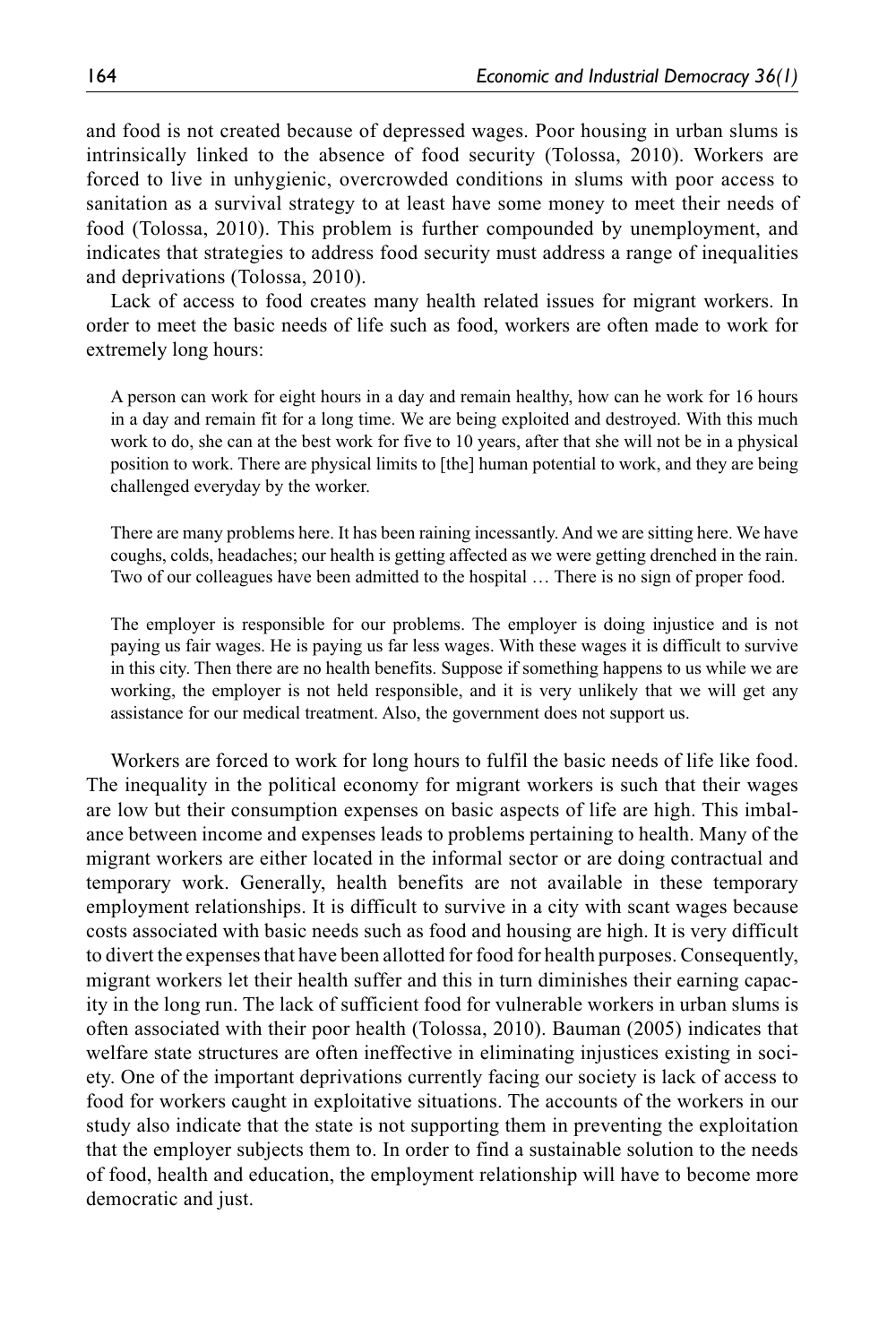and food is not created because of depressed wages. Poor housing in urban slums is intrinsically linked to the absence of food security (Tolossa, 2010). Workers are forced to live in unhygienic, overcrowded conditions in slums with poor access to sanitation as a survival strategy to at least have some money to meet their needs of food (Tolossa, 2010). This problem is further compounded by unemployment, and indicates that strategies to address food security must address a range of inequalities and deprivations (Tolossa, 2010).

Lack of access to food creates many health related issues for migrant workers. In order to meet the basic needs of life such as food, workers are often made to work for extremely long hours:

> A person can work for eight hours in a day and remain healthy, how can he work for 16 hours in a day and remain fit for a long time. We are being exploited and destroyed. With this much work to do, she can at the best work for five to 10 years, after that she will not be in a physical position to work. There are physical limits to [the] human potential to work, and they are being challenged everyday by the worker.

> There are many problems here. It has been raining incessantly. And we are sitting here. We have coughs, colds, headaches; our health is getting affected as we were getting drenched in the rain. Two of our colleagues have been admitted to the hospital … There is no sign of proper food.

> The employer is responsible for our problems. The employer is doing injustice and is not paying us fair wages. He is paying us far less wages. With these wages it is difficult to survive in this city. Then there are no health benefits. Suppose if something happens to us while we are working, the employer is not held responsible, and it is very unlikely that we will get any assistance for our medical treatment. Also, the government does not support us.

Workers are forced to work for long hours to fulfil the basic needs of life like food. The inequality in the political economy for migrant workers is such that their wages are low but their consumption expenses on basic aspects of life are high. This imbalance between income and expenses leads to problems pertaining to health. Many of the migrant workers are either located in the informal sector or are doing contractual and temporary work. Generally, health benefits are not available in these temporary employment relationships. It is difficult to survive in a city with scant wages because costs associated with basic needs such as food and housing are high. It is very difficult to divert the expenses that have been allotted for food for health purposes. Consequently, migrant workers let their health suffer and this in turn diminishes their earning capacity in the long run. The lack of sufficient food for vulnerable workers in urban slums is often associated with their poor health (Tolossa, 2010). Bauman (2005) indicates that welfare state structures are often ineffective in eliminating injustices existing in society. One of the important deprivations currently facing our society is lack of access to food for workers caught in exploitative situations. The accounts of the workers in our study also indicate that the state is not supporting them in preventing the exploitation that the employer subjects them to. In order to find a sustainable solution to the needs of food, health and education, the employment relationship will have to become more democratic and just.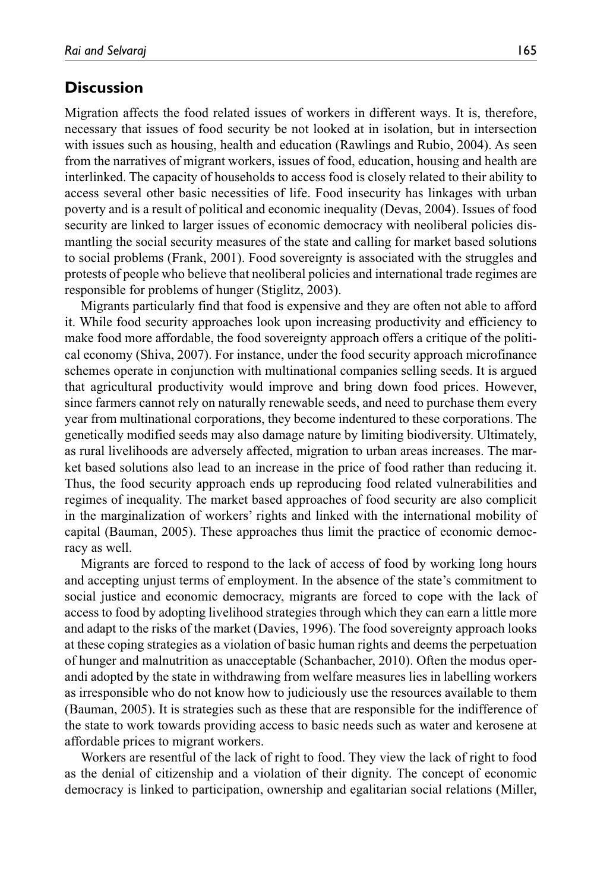## Discussion

Migration affects the food related issues of workers in different ways. It is, therefore, necessary that issues of food security be not looked at in isolation, but in intersection with issues such as housing, health and education (Rawlings and Rubio, 2004). As seen from the narratives of migrant workers, issues of food, education, housing and health are interlinked. The capacity of households to access food is closely related to their ability to access several other basic necessities of life. Food insecurity has linkages with urban poverty and is a result of political and economic inequality (Devas, 2004). Issues of food security are linked to larger issues of economic democracy with neoliberal policies dismantling the social security measures of the state and calling for market based solutions to social problems (Frank, 2001). Food sovereignty is associated with the struggles and protests of people who believe that neoliberal policies and international trade regimes are responsible for problems of hunger (Stiglitz, 2003).

Migrants particularly find that food is expensive and they are often not able to afford it. While food security approaches look upon increasing productivity and efficiency to make food more affordable, the food sovereignty approach offers a critique of the political economy (Shiva, 2007). For instance, under the food security approach microfinance schemes operate in conjunction with multinational companies selling seeds. It is argued that agricultural productivity would improve and bring down food prices. However, since farmers cannot rely on naturally renewable seeds, and need to purchase them every year from multinational corporations, they become indentured to these corporations. The genetically modified seeds may also damage nature by limiting biodiversity. Ultimately, as rural livelihoods are adversely affected, migration to urban areas increases. The market based solutions also lead to an increase in the price of food rather than reducing it. Thus, the food security approach ends up reproducing food related vulnerabilities and regimes of inequality. The market based approaches of food security are also complicit in the marginalization of workers' rights and linked with the international mobility of capital (Bauman, 2005). These approaches thus limit the practice of economic democracy as well.

Migrants are forced to respond to the lack of access of food by working long hours and accepting unjust terms of employment. In the absence of the state's commitment to social justice and economic democracy, migrants are forced to cope with the lack of access to food by adopting livelihood strategies through which they can earn a little more and adapt to the risks of the market (Davies, 1996). The food sovereignty approach looks at these coping strategies as a violation of basic human rights and deems the perpetuation of hunger and malnutrition as unacceptable (Schanbacher, 2010). Often the modus operandi adopted by the state in withdrawing from welfare measures lies in labelling workers as irresponsible who do not know how to judiciously use the resources available to them (Bauman, 2005). It is strategies such as these that are responsible for the indifference of the state to work towards providing access to basic needs such as water and kerosene at affordable prices to migrant workers.

Workers are resentful of the lack of right to food. They view the lack of right to food as the denial of citizenship and a violation of their dignity. The concept of economic democracy is linked to participation, ownership and egalitarian social relations (Miller,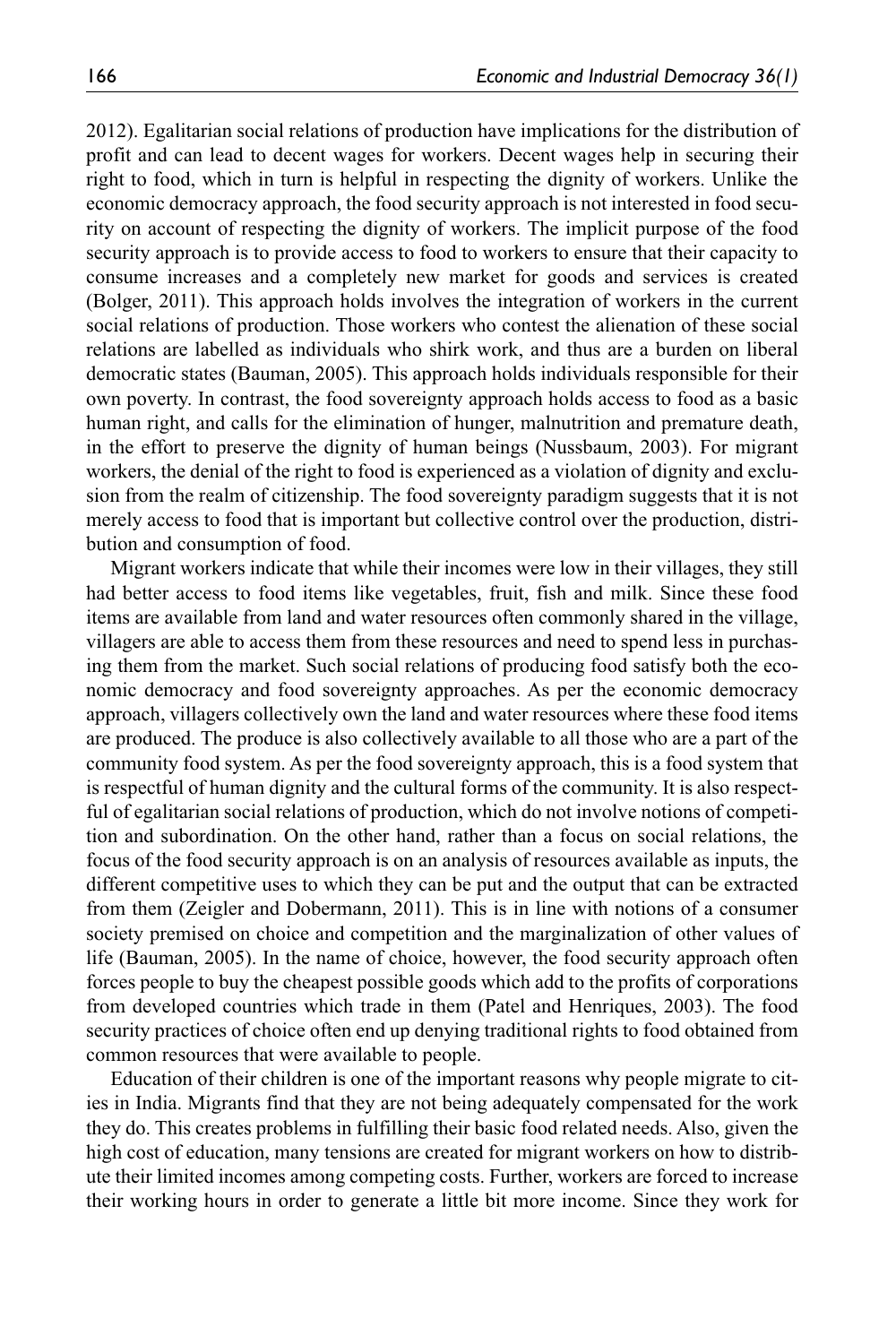2012). Egalitarian social relations of production have implications for the distribution of profit and can lead to decent wages for workers. Decent wages help in securing their right to food, which in turn is helpful in respecting the dignity of workers. Unlike the economic democracy approach, the food security approach is not interested in food security on account of respecting the dignity of workers. The implicit purpose of the food security approach is to provide access to food to workers to ensure that their capacity to consume increases and a completely new market for goods and services is created (Bolger, 2011). This approach holds involves the integration of workers in the current social relations of production. Those workers who contest the alienation of these social relations are labelled as individuals who shirk work, and thus are a burden on liberal democratic states (Bauman, 2005). This approach holds individuals responsible for their own poverty. In contrast, the food sovereignty approach holds access to food as a basic human right, and calls for the elimination of hunger, malnutrition and premature death, in the effort to preserve the dignity of human beings (Nussbaum, 2003). For migrant workers, the denial of the right to food is experienced as a violation of dignity and exclusion from the realm of citizenship. The food sovereignty paradigm suggests that it is not merely access to food that is important but collective control over the production, distribution and consumption of food.

Migrant workers indicate that while their incomes were low in their villages, they still had better access to food items like vegetables, fruit, fish and milk. Since these food items are available from land and water resources often commonly shared in the village, villagers are able to access them from these resources and need to spend less in purchasing them from the market. Such social relations of producing food satisfy both the economic democracy and food sovereignty approaches. As per the economic democracy approach, villagers collectively own the land and water resources where these food items are produced. The produce is also collectively available to all those who are a part of the community food system. As per the food sovereignty approach, this is a food system that is respectful of human dignity and the cultural forms of the community. It is also respectful of egalitarian social relations of production, which do not involve notions of competition and subordination. On the other hand, rather than a focus on social relations, the focus of the food security approach is on an analysis of resources available as inputs, the different competitive uses to which they can be put and the output that can be extracted from them (Zeigler and Dobermann, 2011). This is in line with notions of a consumer society premised on choice and competition and the marginalization of other values of life (Bauman, 2005). In the name of choice, however, the food security approach often forces people to buy the cheapest possible goods which add to the profits of corporations from developed countries which trade in them (Patel and Henriques, 2003). The food security practices of choice often end up denying traditional rights to food obtained from common resources that were available to people.

Education of their children is one of the important reasons why people migrate to cities in India. Migrants find that they are not being adequately compensated for the work they do. This creates problems in fulfilling their basic food related needs. Also, given the high cost of education, many tensions are created for migrant workers on how to distribute their limited incomes among competing costs. Further, workers are forced to increase their working hours in order to generate a little bit more income. Since they work for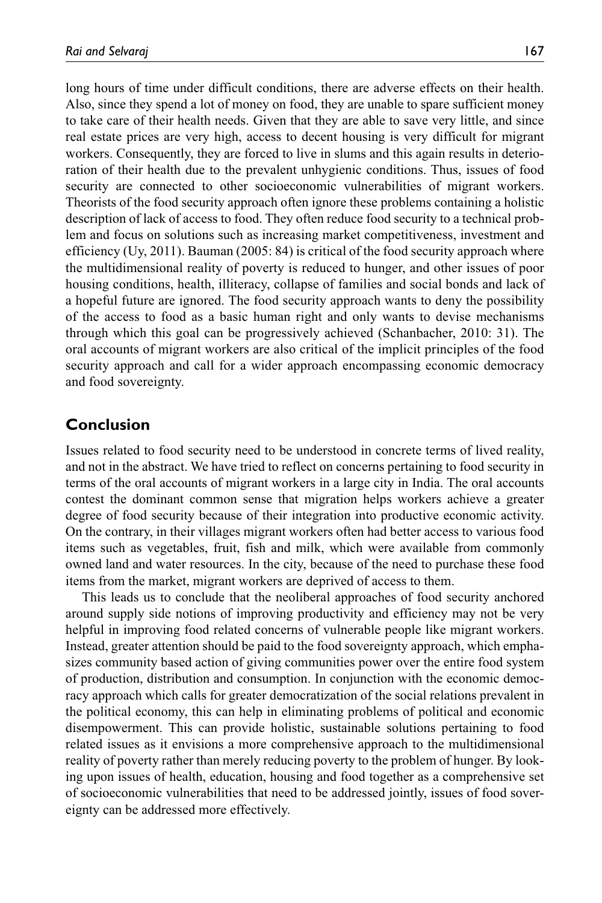long hours of time under difficult conditions, there are adverse effects on their health. Also, since they spend a lot of money on food, they are unable to spare sufficient money to take care of their health needs. Given that they are able to save very little, and since real estate prices are very high, access to decent housing is very difficult for migrant workers. Consequently, they are forced to live in slums and this again results in deterioration of their health due to the prevalent unhygienic conditions. Thus, issues of food security are connected to other socioeconomic vulnerabilities of migrant workers. Theorists of the food security approach often ignore these problems containing a holistic description of lack of access to food. They often reduce food security to a technical problem and focus on solutions such as increasing market competitiveness, investment and efficiency (Uy, 2011). Bauman (2005: 84) is critical of the food security approach where the multidimensional reality of poverty is reduced to hunger, and other issues of poor housing conditions, health, illiteracy, collapse of families and social bonds and lack of a hopeful future are ignored. The food security approach wants to deny the possibility of the access to food as a basic human right and only wants to devise mechanisms through which this goal can be progressively achieved (Schanbacher, 2010: 31). The oral accounts of migrant workers are also critical of the implicit principles of the food security approach and call for a wider approach encompassing economic democracy and food sovereignty.

## Conclusion

Issues related to food security need to be understood in concrete terms of lived reality, and not in the abstract. We have tried to reflect on concerns pertaining to food security in terms of the oral accounts of migrant workers in a large city in India. The oral accounts contest the dominant common sense that migration helps workers achieve a greater degree of food security because of their integration into productive economic activity. On the contrary, in their villages migrant workers often had better access to various food items such as vegetables, fruit, fish and milk, which were available from commonly owned land and water resources. In the city, because of the need to purchase these food items from the market, migrant workers are deprived of access to them.

This leads us to conclude that the neoliberal approaches of food security anchored around supply side notions of improving productivity and efficiency may not be very helpful in improving food related concerns of vulnerable people like migrant workers. Instead, greater attention should be paid to the food sovereignty approach, which emphasizes community based action of giving communities power over the entire food system of production, distribution and consumption. In conjunction with the economic democracy approach which calls for greater democratization of the social relations prevalent in the political economy, this can help in eliminating problems of political and economic disempowerment. This can provide holistic, sustainable solutions pertaining to food related issues as it envisions a more comprehensive approach to the multidimensional reality of poverty rather than merely reducing poverty to the problem of hunger. By looking upon issues of health, education, housing and food together as a comprehensive set of socioeconomic vulnerabilities that need to be addressed jointly, issues of food sovereignty can be addressed more effectively.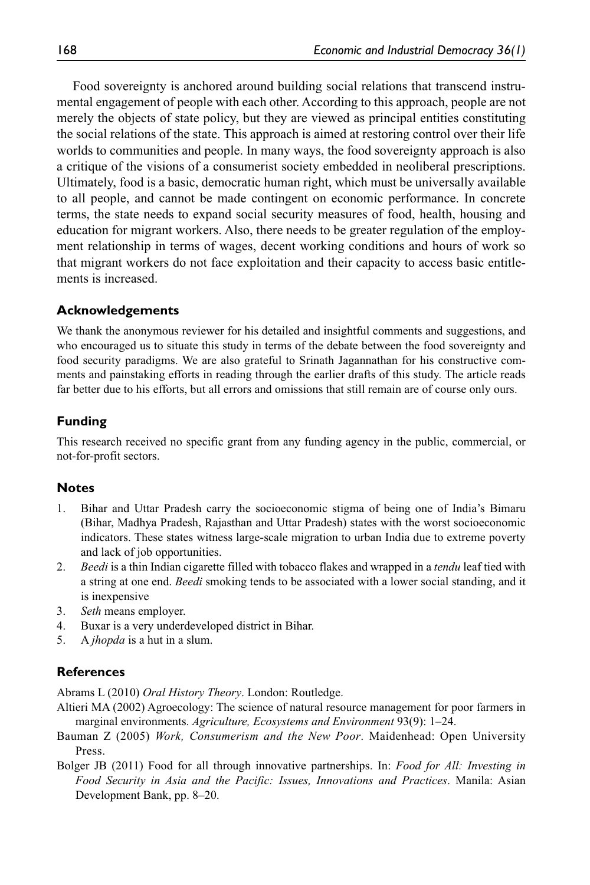Food sovereignty is anchored around building social relations that transcend instrumental engagement of people with each other. According to this approach, people are not merely the objects of state policy, but they are viewed as principal entities constituting the social relations of the state. This approach is aimed at restoring control over their life worlds to communities and people. In many ways, the food sovereignty approach is also a critique of the visions of a consumerist society embedded in neoliberal prescriptions. Ultimately, food is a basic, democratic human right, which must be universally available to all people, and cannot be made contingent on economic performance. In concrete terms, the state needs to expand social security measures of food, health, housing and education for migrant workers. Also, there needs to be greater regulation of the employment relationship in terms of wages, decent working conditions and hours of work so that migrant workers do not face exploitation and their capacity to access basic entitlements is increased.

## Acknowledgements

We thank the anonymous reviewer for his detailed and insightful comments and suggestions, and who encouraged us to situate this study in terms of the debate between the food sovereignty and food security paradigms. We are also grateful to Srinath Jagannathan for his constructive comments and painstaking efforts in reading through the earlier drafts of this study. The article reads far better due to his efforts, but all errors and omissions that still remain are of course only ours.

## Funding

This research received no specific grant from any funding agency in the public, commercial, or not-for-profit sectors.

## Notes

1. Bihar and Uttar Pradesh carry the socioeconomic stigma of being one of India's Bimaru (Bihar, Madhya Pradesh, Rajasthan and Uttar Pradesh) states with the worst socioeconomic indicators. These states witness large-scale migration to urban India due to extreme poverty and lack of job opportunities.
2. *Beedi* is a thin Indian cigarette filled with tobacco flakes and wrapped in a *tendu* leaf tied with a string at one end. *Beedi* smoking tends to be associated with a lower social standing, and it is inexpensive
3. *Seth* means employer.
4. Buxar is a very underdeveloped district in Bihar.
5. A *jhopda* is a hut in a slum.

## References

Abrams L (2010) *Oral History Theory*. London: Routledge.

Altieri MA (2002) Agroecology: The science of natural resource management for poor farmers in marginal environments. *Agriculture, Ecosystems and Environment* 93(9): 1–24.

Bauman Z (2005) *Work, Consumerism and the New Poor*. Maidenhead: Open University Press.

Bolger JB (2011) Food for all through innovative partnerships. In: *Food for All: Investing in Food Security in Asia and the Pacific: Issues, Innovations and Practices*. Manila: Asian Development Bank, pp. 8–20.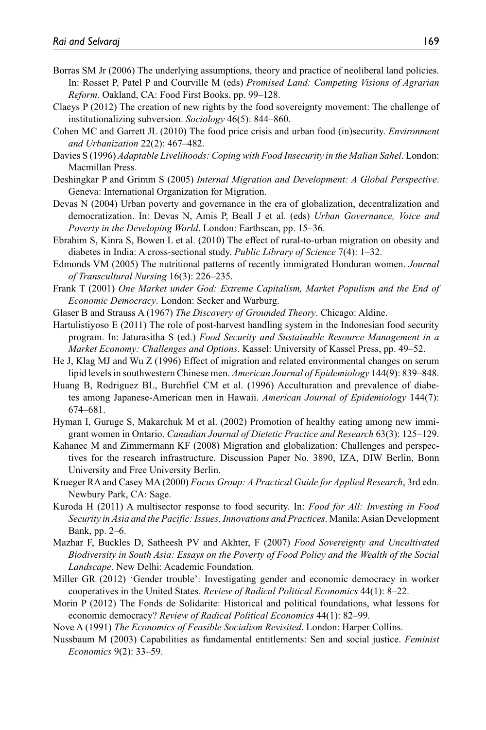Borras SM Jr (2006) The underlying assumptions, theory and practice of neoliberal land policies. In: Rosset P, Patel P and Courville M (eds) *Promised Land: Competing Visions of Agrarian Reform*. Oakland, CA: Food First Books, pp. 99–128.

Claeys P (2012) The creation of new rights by the food sovereignty movement: The challenge of institutionalizing subversion. *Sociology* 46(5): 844–860.

Cohen MC and Garrett JL (2010) The food price crisis and urban food (in)security. *Environment and Urbanization* 22(2): 467–482.

Davies S (1996) *Adaptable Livelihoods: Coping with Food Insecurity in the Malian Sahel*. London: Macmillan Press.

Deshingkar P and Grimm S (2005) *Internal Migration and Development: A Global Perspective*. Geneva: International Organization for Migration.

Devas N (2004) Urban poverty and governance in the era of globalization, decentralization and democratization. In: Devas N, Amis P, Beall J et al. (eds) *Urban Governance, Voice and Poverty in the Developing World*. London: Earthscan, pp. 15–36.

Ebrahim S, Kinra S, Bowen L et al. (2010) The effect of rural-to-urban migration on obesity and diabetes in India: A cross-sectional study. *Public Library of Science* 7(4): 1–32.

Edmonds VM (2005) The nutritional patterns of recently immigrated Honduran women. *Journal of Transcultural Nursing* 16(3): 226–235.

Frank T (2001) *One Market under God: Extreme Capitalism, Market Populism and the End of Economic Democracy*. London: Secker and Warburg.

Glaser B and Strauss A (1967) *The Discovery of Grounded Theory*. Chicago: Aldine.

Hartulistiyoso E (2011) The role of post-harvest handling system in the Indonesian food security program. In: Jaturasitha S (ed.) *Food Security and Sustainable Resource Management in a Market Economy: Challenges and Options*. Kassel: University of Kassel Press, pp. 49–52.

He J, Klag MJ and Wu Z (1996) Effect of migration and related environmental changes on serum lipid levels in southwestern Chinese men. *American Journal of Epidemiology* 144(9): 839–848.

Huang B, Rodriguez BL, Burchfiel CM et al. (1996) Acculturation and prevalence of diabetes among Japanese-American men in Hawaii. *American Journal of Epidemiology* 144(7): 674–681.

Hyman I, Guruge S, Makarchuk M et al. (2002) Promotion of healthy eating among new immigrant women in Ontario. *Canadian Journal of Dietetic Practice and Research* 63(3): 125–129.

Kahanec M and Zimmermann KF (2008) Migration and globalization: Challenges and perspectives for the research infrastructure. Discussion Paper No. 3890, IZA, DIW Berlin, Bonn University and Free University Berlin.

Krueger RA and Casey MA (2000) *Focus Group: A Practical Guide for Applied Research*, 3rd edn. Newbury Park, CA: Sage.

Kuroda H (2011) A multisector response to food security. In: *Food for All: Investing in Food Security in Asia and the Pacific: Issues, Innovations and Practices*. Manila: Asian Development Bank, pp. 2–6.

Mazhar F, Buckles D, Satheesh PV and Akhter, F (2007) *Food Sovereignty and Uncultivated Biodiversity in South Asia: Essays on the Poverty of Food Policy and the Wealth of the Social Landscape*. New Delhi: Academic Foundation.

Miller GR (2012) 'Gender trouble': Investigating gender and economic democracy in worker cooperatives in the United States. *Review of Radical Political Economics* 44(1): 8–22.

Morin P (2012) The Fonds de Solidarite: Historical and political foundations, what lessons for economic democracy? *Review of Radical Political Economics* 44(1): 82–99.

Nove A (1991) *The Economics of Feasible Socialism Revisited*. London: Harper Collins.

Nussbaum M (2003) Capabilities as fundamental entitlements: Sen and social justice. *Feminist Economics* 9(2): 33–59.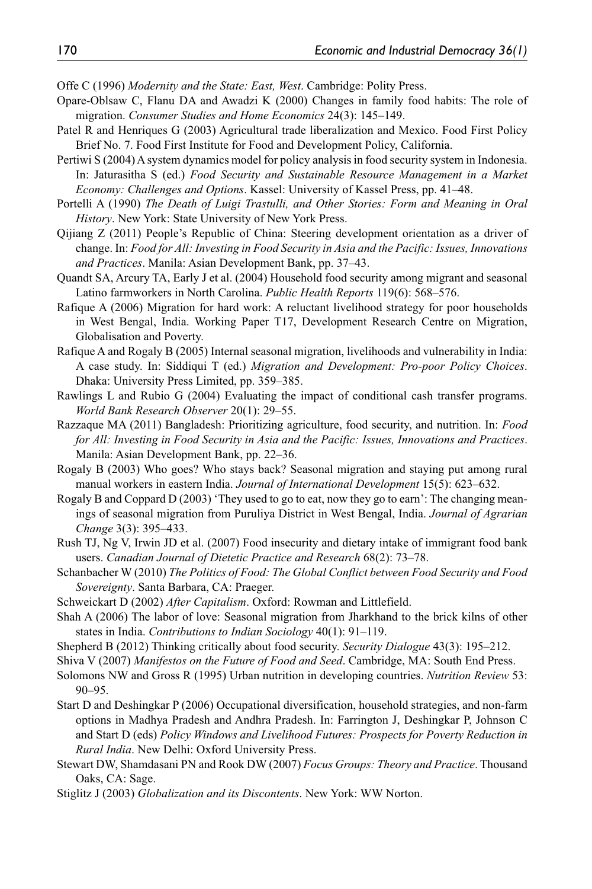Offe C (1996) *Modernity and the State: East, West*. Cambridge: Polity Press.

Opare-Oblsaw C, Flanu DA and Awadzi K (2000) Changes in family food habits: The role of migration. *Consumer Studies and Home Economics* 24(3): 145–149.

Patel R and Henriques G (2003) Agricultural trade liberalization and Mexico. Food First Policy Brief No. 7. Food First Institute for Food and Development Policy, California.

Pertiwi S (2004) A system dynamics model for policy analysis in food security system in Indonesia. In: Jaturasitha S (ed.) *Food Security and Sustainable Resource Management in a Market Economy: Challenges and Options*. Kassel: University of Kassel Press, pp. 41–48.

Portelli A (1990) *The Death of Luigi Trastulli, and Other Stories: Form and Meaning in Oral History*. New York: State University of New York Press.

Qijiang Z (2011) People's Republic of China: Steering development orientation as a driver of change. In: *Food for All: Investing in Food Security in Asia and the Pacific: Issues, Innovations and Practices*. Manila: Asian Development Bank, pp. 37–43.

Quandt SA, Arcury TA, Early J et al. (2004) Household food security among migrant and seasonal Latino farmworkers in North Carolina. *Public Health Reports* 119(6): 568–576.

Rafique A (2006) Migration for hard work: A reluctant livelihood strategy for poor households in West Bengal, India. Working Paper T17, Development Research Centre on Migration, Globalisation and Poverty.

Rafique A and Rogaly B (2005) Internal seasonal migration, livelihoods and vulnerability in India: A case study. In: Siddiqui T (ed.) *Migration and Development: Pro-poor Policy Choices*. Dhaka: University Press Limited, pp. 359–385.

Rawlings L and Rubio G (2004) Evaluating the impact of conditional cash transfer programs. *World Bank Research Observer* 20(1): 29–55.

Razzaque MA (2011) Bangladesh: Prioritizing agriculture, food security, and nutrition. In: *Food for All: Investing in Food Security in Asia and the Pacific: Issues, Innovations and Practices*. Manila: Asian Development Bank, pp. 22–36.

Rogaly B (2003) Who goes? Who stays back? Seasonal migration and staying put among rural manual workers in eastern India. *Journal of International Development* 15(5): 623–632.

Rogaly B and Coppard D (2003) 'They used to go to eat, now they go to earn': The changing meanings of seasonal migration from Puruliya District in West Bengal, India. *Journal of Agrarian Change* 3(3): 395–433.

Rush TJ, Ng V, Irwin JD et al. (2007) Food insecurity and dietary intake of immigrant food bank users. *Canadian Journal of Dietetic Practice and Research* 68(2): 73–78.

Schanbacher W (2010) *The Politics of Food: The Global Conflict between Food Security and Food Sovereignty*. Santa Barbara, CA: Praeger.

Schweickart D (2002) *After Capitalism*. Oxford: Rowman and Littlefield.

Shah A (2006) The labor of love: Seasonal migration from Jharkhand to the brick kilns of other states in India. *Contributions to Indian Sociology* 40(1): 91–119.

Shepherd B (2012) Thinking critically about food security. *Security Dialogue* 43(3): 195–212.

Shiva V (2007) *Manifestos on the Future of Food and Seed*. Cambridge, MA: South End Press.

Solomons NW and Gross R (1995) Urban nutrition in developing countries. *Nutrition Review* 53: 90–95.

Start D and Deshingkar P (2006) Occupational diversification, household strategies, and non-farm options in Madhya Pradesh and Andhra Pradesh. In: Farrington J, Deshingkar P, Johnson C and Start D (eds) *Policy Windows and Livelihood Futures: Prospects for Poverty Reduction in Rural India*. New Delhi: Oxford University Press.

Stewart DW, Shamdasani PN and Rook DW (2007) *Focus Groups: Theory and Practice*. Thousand Oaks, CA: Sage.

Stiglitz J (2003) *Globalization and its Discontents*. New York: WW Norton.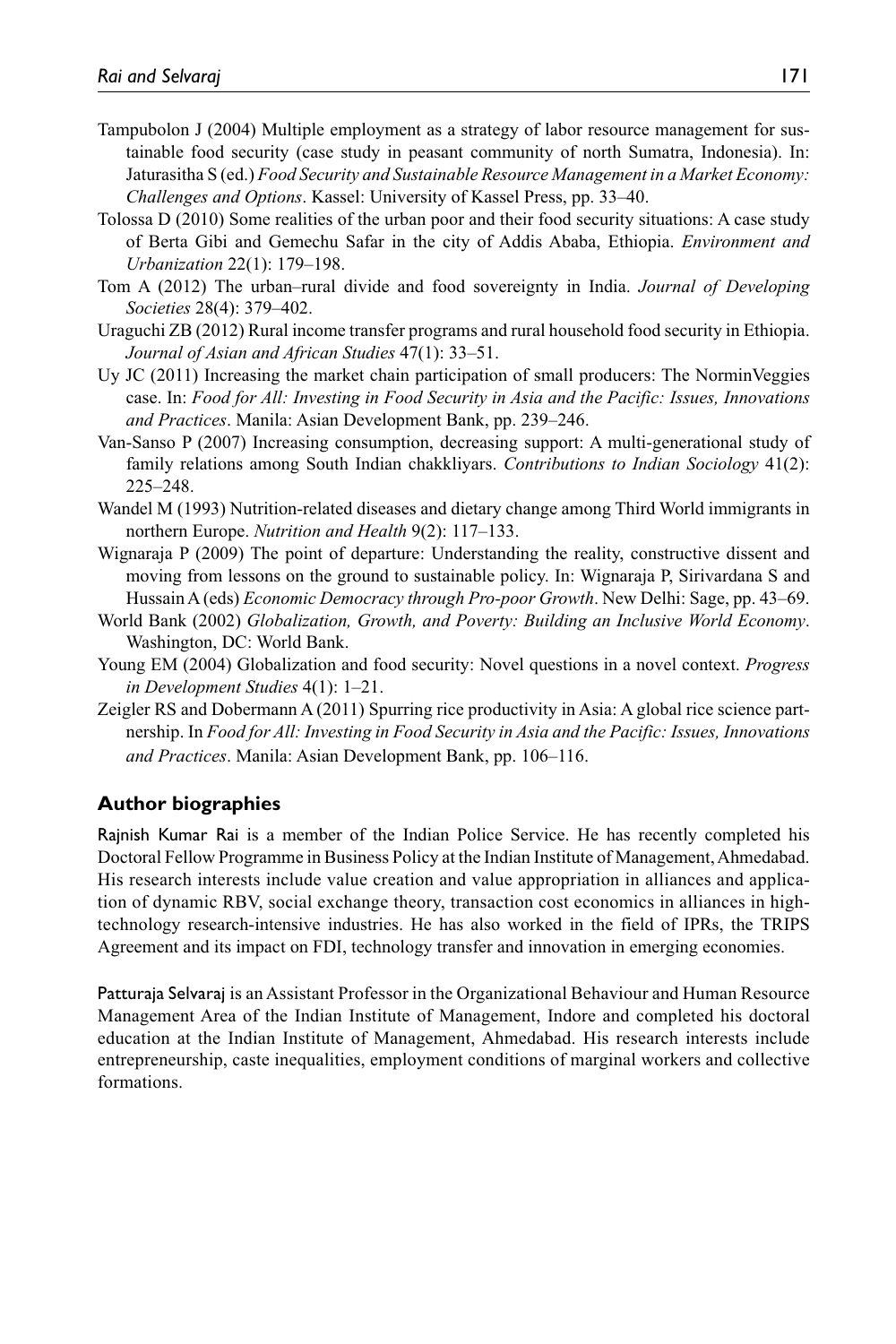Tampubolon J (2004) Multiple employment as a strategy of labor resource management for sustainable food security (case study in peasant community of north Sumatra, Indonesia). In: Jaturasitha S (ed.) *Food Security and Sustainable Resource Management in a Market Economy: Challenges and Options*. Kassel: University of Kassel Press, pp. 33–40.

Tolossa D (2010) Some realities of the urban poor and their food security situations: A case study of Berta Gibi and Gemechu Safar in the city of Addis Ababa, Ethiopia. *Environment and Urbanization* 22(1): 179–198.

Tom A (2012) The urban–rural divide and food sovereignty in India. *Journal of Developing Societies* 28(4): 379–402.

Uraguchi ZB (2012) Rural income transfer programs and rural household food security in Ethiopia. *Journal of Asian and African Studies* 47(1): 33–51.

Uy JC (2011) Increasing the market chain participation of small producers: The NorminVeggies case. In: *Food for All: Investing in Food Security in Asia and the Pacific: Issues, Innovations and Practices*. Manila: Asian Development Bank, pp. 239–246.

Van-Sanso P (2007) Increasing consumption, decreasing support: A multi-generational study of family relations among South Indian chakkliyars. *Contributions to Indian Sociology* 41(2): 225–248.

Wandel M (1993) Nutrition-related diseases and dietary change among Third World immigrants in northern Europe. *Nutrition and Health* 9(2): 117–133.

Wignaraja P (2009) The point of departure: Understanding the reality, constructive dissent and moving from lessons on the ground to sustainable policy. In: Wignaraja P, Sirivardana S and Hussain A (eds) *Economic Democracy through Pro-poor Growth*. New Delhi: Sage, pp. 43–69.

World Bank (2002) *Globalization, Growth, and Poverty: Building an Inclusive World Economy*. Washington, DC: World Bank.

Young EM (2004) Globalization and food security: Novel questions in a novel context. *Progress in Development Studies* 4(1): 1–21.

Zeigler RS and Dobermann A (2011) Spurring rice productivity in Asia: A global rice science partnership. In *Food for All: Investing in Food Security in Asia and the Pacific: Issues, Innovations and Practices*. Manila: Asian Development Bank, pp. 106–116.

## Author biographies

Rajnish Kumar Rai is a member of the Indian Police Service. He has recently completed his Doctoral Fellow Programme in Business Policy at the Indian Institute of Management, Ahmedabad. His research interests include value creation and value appropriation in alliances and application of dynamic RBV, social exchange theory, transaction cost economics in alliances in high-technology research-intensive industries. He has also worked in the field of IPRs, the TRIPS Agreement and its impact on FDI, technology transfer and innovation in emerging economies.

Patturaja Selvaraj is an Assistant Professor in the Organizational Behaviour and Human Resource Management Area of the Indian Institute of Management, Indore and completed his doctoral education at the Indian Institute of Management, Ahmedabad. His research interests include entrepreneurship, caste inequalities, employment conditions of marginal workers and collective formations.